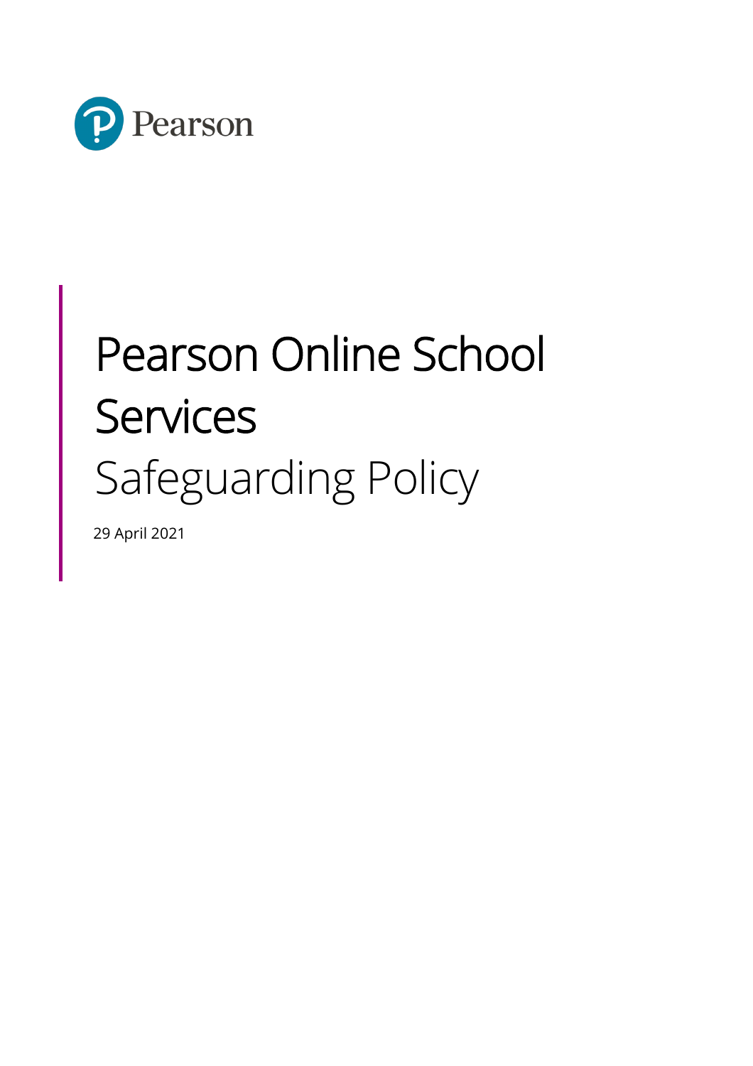Pearson

# Pearson Online School Services

## Safeguarding Policy

29 April 2021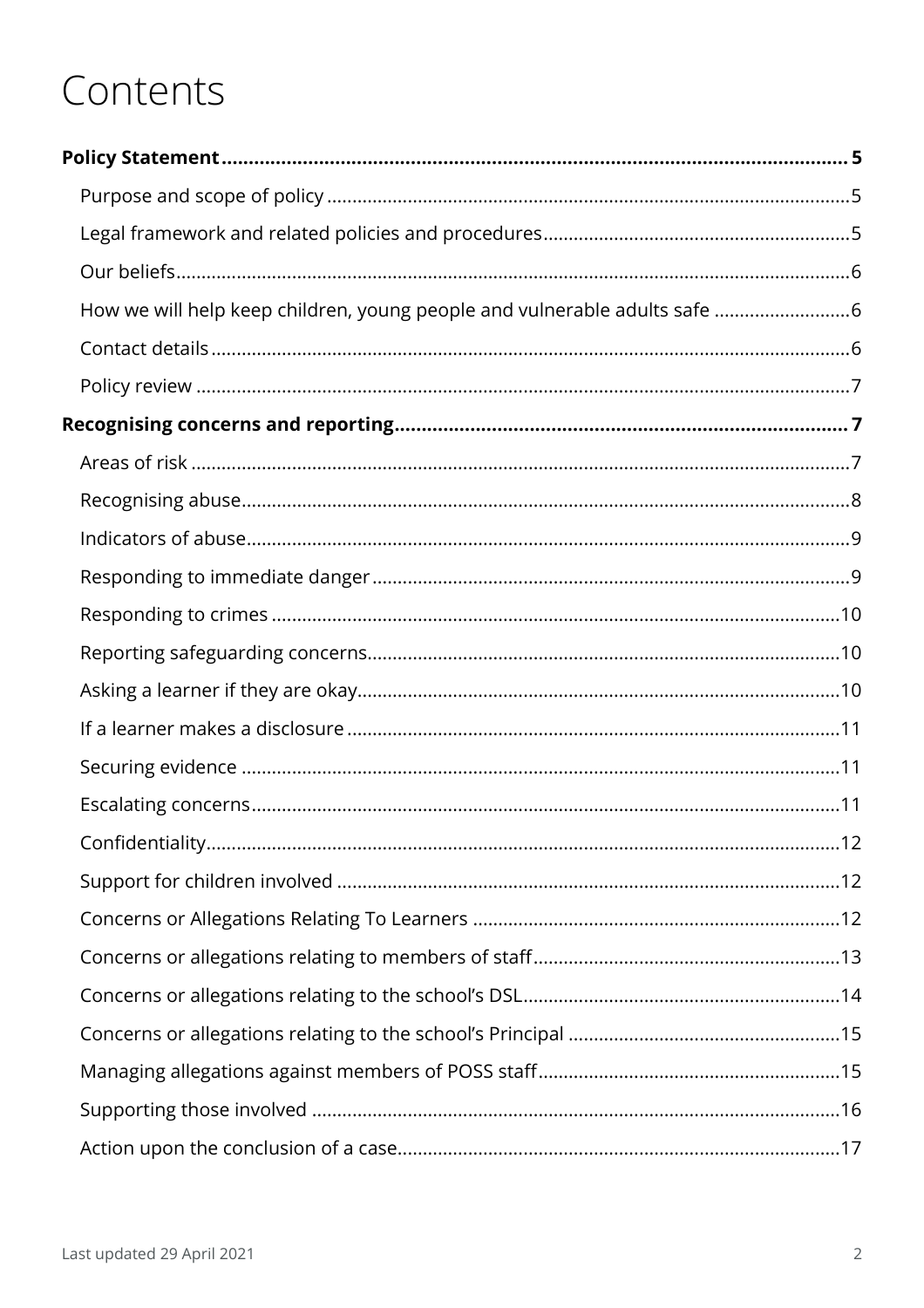# Contents

**Policy Statement** ... **5**

- Purpose and scope of policy ... 5
- Legal framework and related policies and procedures ... 5
- Our beliefs ... 6
- How we will help keep children, young people and vulnerable adults safe ... 6
- Contact details ... 6
- Policy review ... 7

**Recognising concerns and reporting** ... **7**

- Areas of risk ... 7
- Recognising abuse ... 8
- Indicators of abuse ... 9
- Responding to immediate danger ... 9
- Responding to crimes ... 10
- Reporting safeguarding concerns ... 10
- Asking a learner if they are okay ... 10
- If a learner makes a disclosure ... 11
- Securing evidence ... 11
- Escalating concerns ... 11
- Confidentiality ... 12
- Support for children involved ... 12
- Concerns or Allegations Relating To Learners ... 12
- Concerns or allegations relating to members of staff ... 13
- Concerns or allegations relating to the school's DSL ... 14
- Concerns or allegations relating to the school's Principal ... 15
- Managing allegations against members of POSS staff ... 15
- Supporting those involved ... 16
- Action upon the conclusion of a case ... 17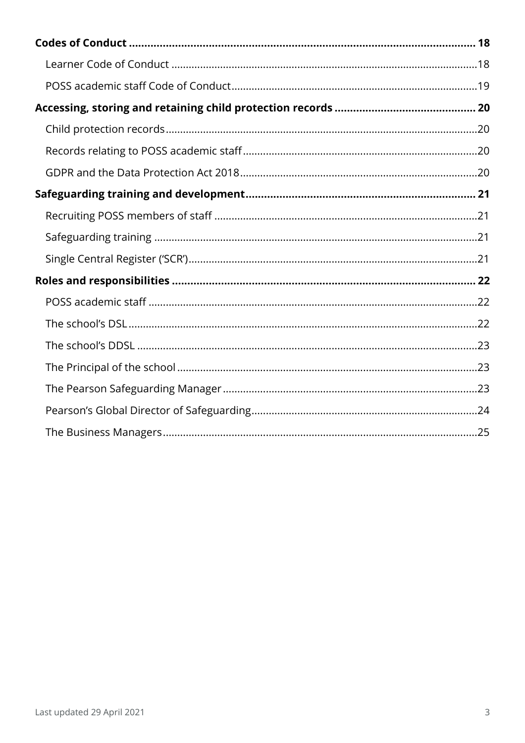**Codes of Conduct** .......... **18**

Learner Code of Conduct .......... 18

POSS academic staff Code of Conduct .......... 19

**Accessing, storing and retaining child protection records** .......... **20**

Child protection records .......... 20

Records relating to POSS academic staff .......... 20

GDPR and the Data Protection Act 2018 .......... 20

**Safeguarding training and development** .......... **21**

Recruiting POSS members of staff .......... 21

Safeguarding training .......... 21

Single Central Register ('SCR') .......... 21

**Roles and responsibilities** .......... **22**

POSS academic staff .......... 22

The school's DSL .......... 22

The school's DDSL .......... 23

The Principal of the school .......... 23

The Pearson Safeguarding Manager .......... 23

Pearson's Global Director of Safeguarding .......... 24

The Business Managers .......... 25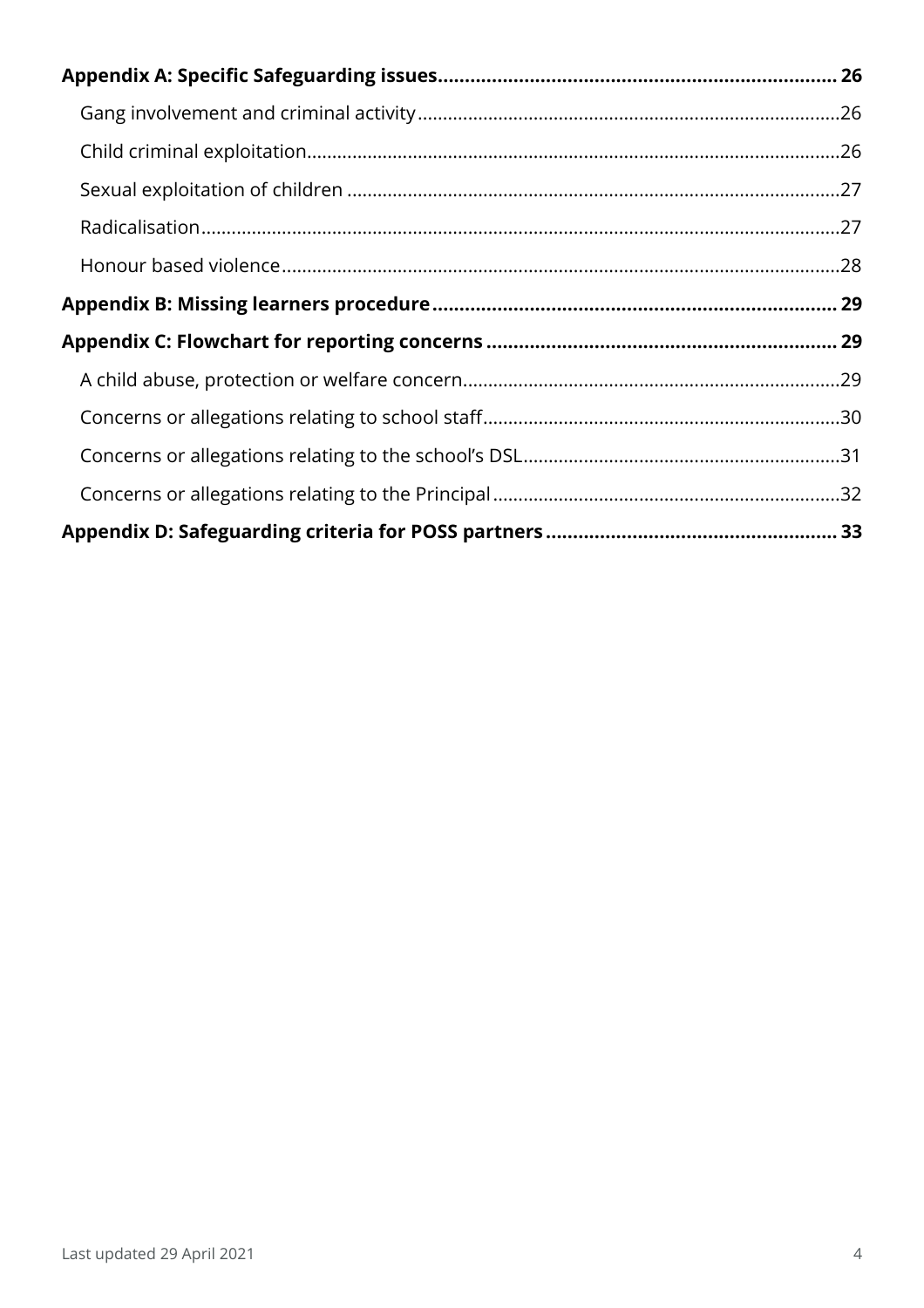**Appendix A: Specific Safeguarding issues** ........ 26

- Gang involvement and criminal activity ........ 26
- Child criminal exploitation ........ 26
- Sexual exploitation of children ........ 27
- Radicalisation ........ 27
- Honour based violence ........ 28

**Appendix B: Missing learners procedure** ........ 29

**Appendix C: Flowchart for reporting concerns** ........ 29

- A child abuse, protection or welfare concern ........ 29
- Concerns or allegations relating to school staff ........ 30
- Concerns or allegations relating to the school's DSL ........ 31
- Concerns or allegations relating to the Principal ........ 32

**Appendix D: Safeguarding criteria for POSS partners** ........ 33

Last updated 29 April 2021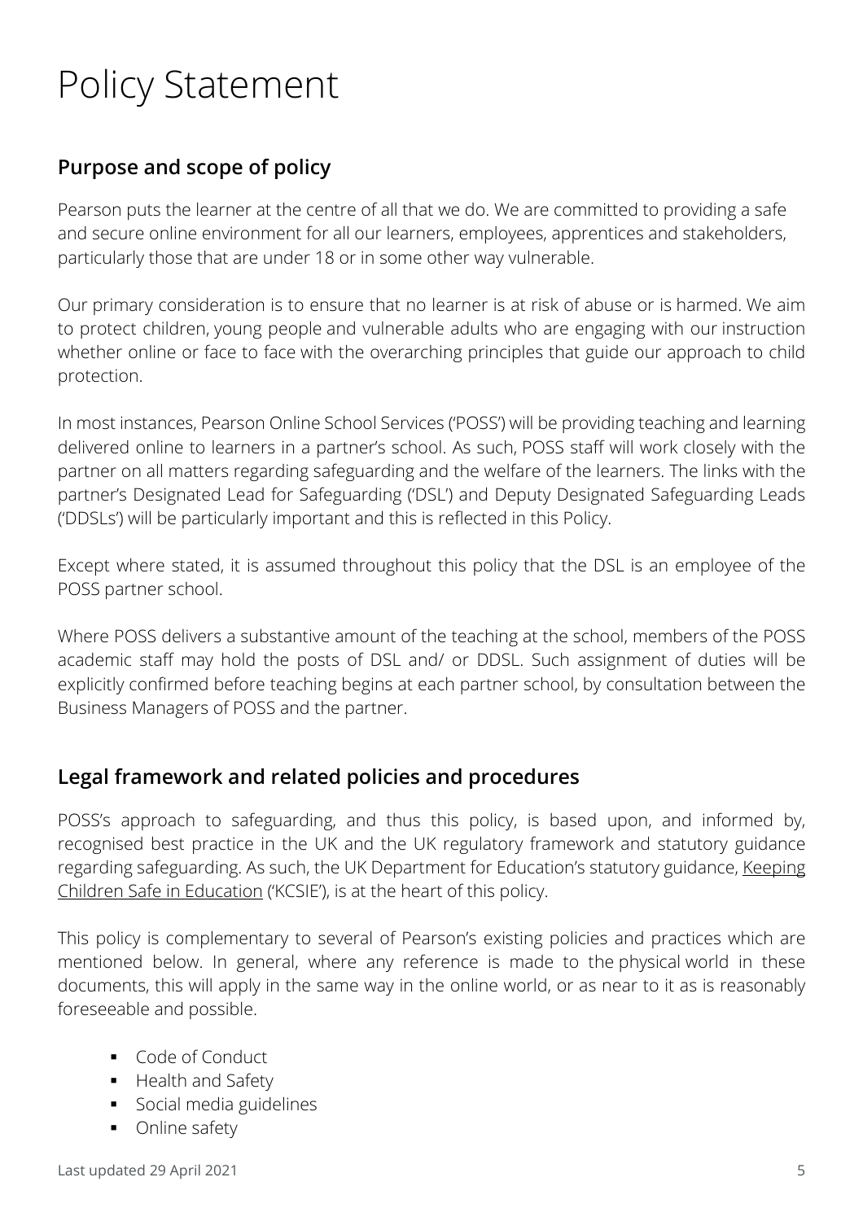# Policy Statement

## Purpose and scope of policy

Pearson puts the learner at the centre of all that we do. We are committed to providing a safe and secure online environment for all our learners, employees, apprentices and stakeholders, particularly those that are under 18 or in some other way vulnerable.

Our primary consideration is to ensure that no learner is at risk of abuse or is harmed. We aim to protect children, young people and vulnerable adults who are engaging with our instruction whether online or face to face with the overarching principles that guide our approach to child protection.

In most instances, Pearson Online School Services ('POSS') will be providing teaching and learning delivered online to learners in a partner's school. As such, POSS staff will work closely with the partner on all matters regarding safeguarding and the welfare of the learners. The links with the partner's Designated Lead for Safeguarding ('DSL') and Deputy Designated Safeguarding Leads ('DDSLs') will be particularly important and this is reflected in this Policy.

Except where stated, it is assumed throughout this policy that the DSL is an employee of the POSS partner school.

Where POSS delivers a substantive amount of the teaching at the school, members of the POSS academic staff may hold the posts of DSL and/ or DDSL. Such assignment of duties will be explicitly confirmed before teaching begins at each partner school, by consultation between the Business Managers of POSS and the partner.

## Legal framework and related policies and procedures

POSS's approach to safeguarding, and thus this policy, is based upon, and informed by, recognised best practice in the UK and the UK regulatory framework and statutory guidance regarding safeguarding. As such, the UK Department for Education's statutory guidance, Keeping Children Safe in Education ('KCSIE'), is at the heart of this policy.

This policy is complementary to several of Pearson's existing policies and practices which are mentioned below. In general, where any reference is made to the physical world in these documents, this will apply in the same way in the online world, or as near to it as is reasonably foreseeable and possible.

- Code of Conduct
- Health and Safety
- Social media guidelines
- Online safety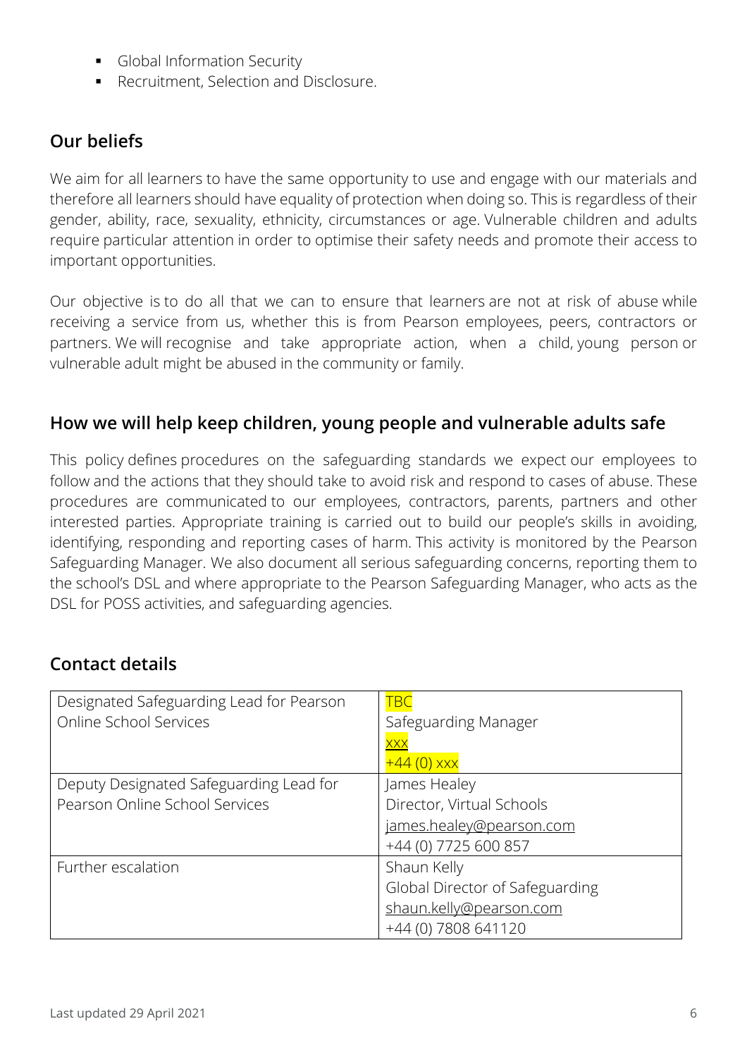- Global Information Security
- Recruitment, Selection and Disclosure.

## Our beliefs

We aim for all learners to have the same opportunity to use and engage with our materials and therefore all learners should have equality of protection when doing so. This is regardless of their gender, ability, race, sexuality, ethnicity, circumstances or age. Vulnerable children and adults require particular attention in order to optimise their safety needs and promote their access to important opportunities.

Our objective is to do all that we can to ensure that learners are not at risk of abuse while receiving a service from us, whether this is from Pearson employees, peers, contractors or partners. We will recognise and take appropriate action, when a child, young person or vulnerable adult might be abused in the community or family.

## How we will help keep children, young people and vulnerable adults safe

This policy defines procedures on the safeguarding standards we expect our employees to follow and the actions that they should take to avoid risk and respond to cases of abuse. These procedures are communicated to our employees, contractors, parents, partners and other interested parties. Appropriate training is carried out to build our people's skills in avoiding, identifying, responding and reporting cases of harm. This activity is monitored by the Pearson Safeguarding Manager. We also document all serious safeguarding concerns, reporting them to the school's DSL and where appropriate to the Pearson Safeguarding Manager, who acts as the DSL for POSS activities, and safeguarding agencies.

## Contact details

| | |
|---|---|
| Designated Safeguarding Lead for Pearson Online School Services | TBC<br>Safeguarding Manager<br>xxx<br>+44 (0) xxx |
| Deputy Designated Safeguarding Lead for Pearson Online School Services | James Healey<br>Director, Virtual Schools<br>james.healey@pearson.com<br>+44 (0) 7725 600 857 |
| Further escalation | Shaun Kelly<br>Global Director of Safeguarding<br>shaun.kelly@pearson.com<br>+44 (0) 7808 641120 |

Last updated 29 April 2021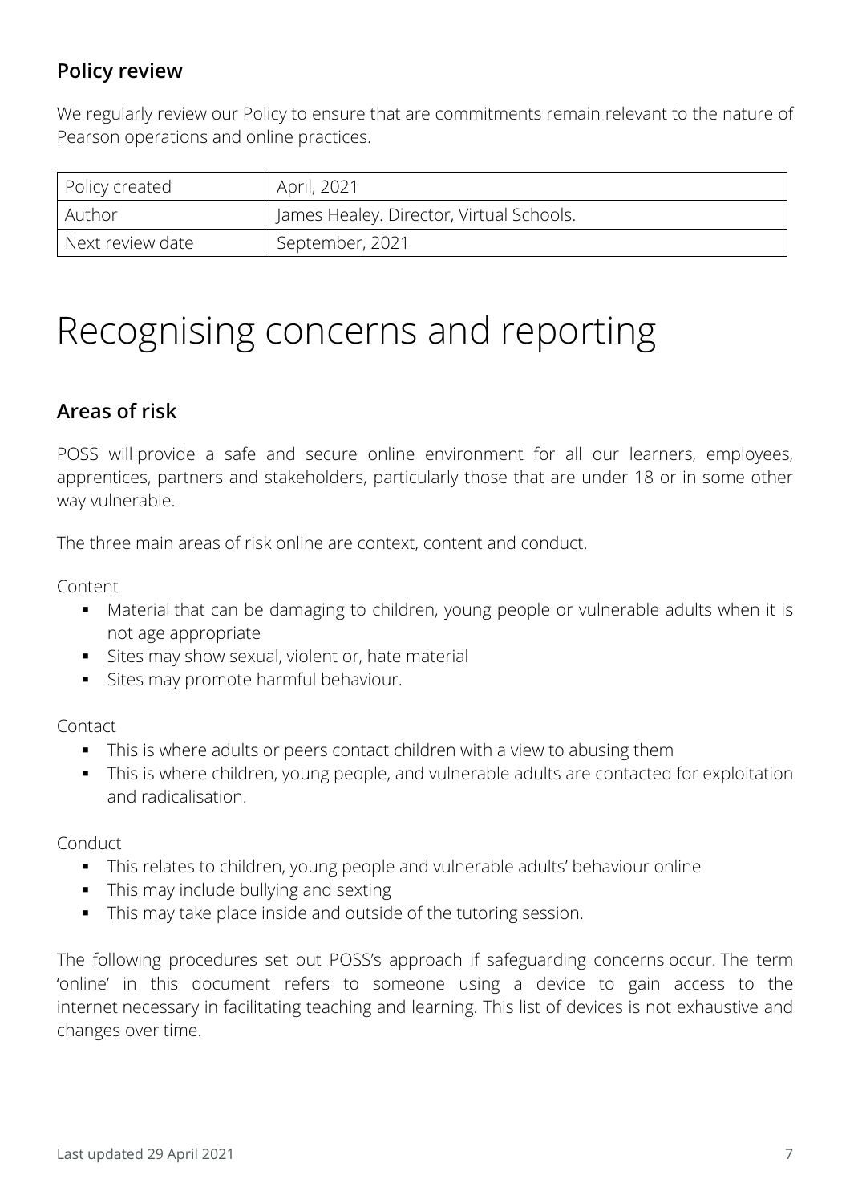### Policy review

We regularly review our Policy to ensure that are commitments remain relevant to the nature of Pearson operations and online practices.

| Policy created | April, 2021 |
|---|---|
| Author | James Healey. Director, Virtual Schools. |
| Next review date | September, 2021 |

# Recognising concerns and reporting

### Areas of risk

POSS will provide a safe and secure online environment for all our learners, employees, apprentices, partners and stakeholders, particularly those that are under 18 or in some other way vulnerable.

The three main areas of risk online are context, content and conduct.

Content

- Material that can be damaging to children, young people or vulnerable adults when it is not age appropriate
- Sites may show sexual, violent or, hate material
- Sites may promote harmful behaviour.

Contact

- This is where adults or peers contact children with a view to abusing them
- This is where children, young people, and vulnerable adults are contacted for exploitation and radicalisation.

Conduct

- This relates to children, young people and vulnerable adults' behaviour online
- This may include bullying and sexting
- This may take place inside and outside of the tutoring session.

The following procedures set out POSS's approach if safeguarding concerns occur. The term 'online' in this document refers to someone using a device to gain access to the internet necessary in facilitating teaching and learning. This list of devices is not exhaustive and changes over time.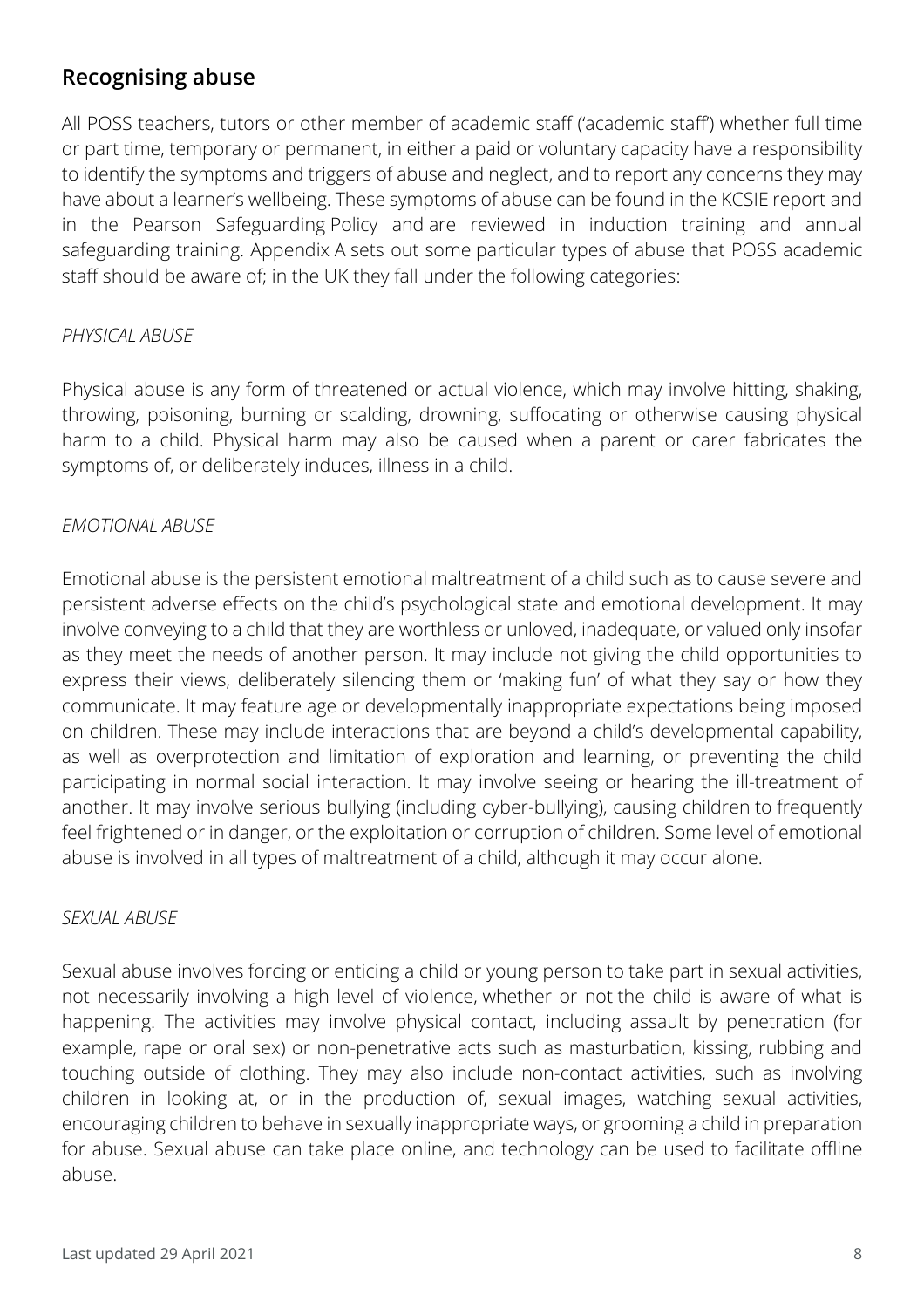## Recognising abuse

All POSS teachers, tutors or other member of academic staff ('academic staff') whether full time or part time, temporary or permanent, in either a paid or voluntary capacity have a responsibility to identify the symptoms and triggers of abuse and neglect, and to report any concerns they may have about a learner's wellbeing. These symptoms of abuse can be found in the KCSIE report and in the Pearson Safeguarding Policy and are reviewed in induction training and annual safeguarding training. Appendix A sets out some particular types of abuse that POSS academic staff should be aware of; in the UK they fall under the following categories:

*PHYSICAL ABUSE*

Physical abuse is any form of threatened or actual violence, which may involve hitting, shaking, throwing, poisoning, burning or scalding, drowning, suffocating or otherwise causing physical harm to a child. Physical harm may also be caused when a parent or carer fabricates the symptoms of, or deliberately induces, illness in a child.

*EMOTIONAL ABUSE*

Emotional abuse is the persistent emotional maltreatment of a child such as to cause severe and persistent adverse effects on the child's psychological state and emotional development. It may involve conveying to a child that they are worthless or unloved, inadequate, or valued only insofar as they meet the needs of another person. It may include not giving the child opportunities to express their views, deliberately silencing them or 'making fun' of what they say or how they communicate. It may feature age or developmentally inappropriate expectations being imposed on children. These may include interactions that are beyond a child's developmental capability, as well as overprotection and limitation of exploration and learning, or preventing the child participating in normal social interaction. It may involve seeing or hearing the ill-treatment of another. It may involve serious bullying (including cyber-bullying), causing children to frequently feel frightened or in danger, or the exploitation or corruption of children. Some level of emotional abuse is involved in all types of maltreatment of a child, although it may occur alone.

*SEXUAL ABUSE*

Sexual abuse involves forcing or enticing a child or young person to take part in sexual activities, not necessarily involving a high level of violence, whether or not the child is aware of what is happening. The activities may involve physical contact, including assault by penetration (for example, rape or oral sex) or non-penetrative acts such as masturbation, kissing, rubbing and touching outside of clothing. They may also include non-contact activities, such as involving children in looking at, or in the production of, sexual images, watching sexual activities, encouraging children to behave in sexually inappropriate ways, or grooming a child in preparation for abuse. Sexual abuse can take place online, and technology can be used to facilitate offline abuse.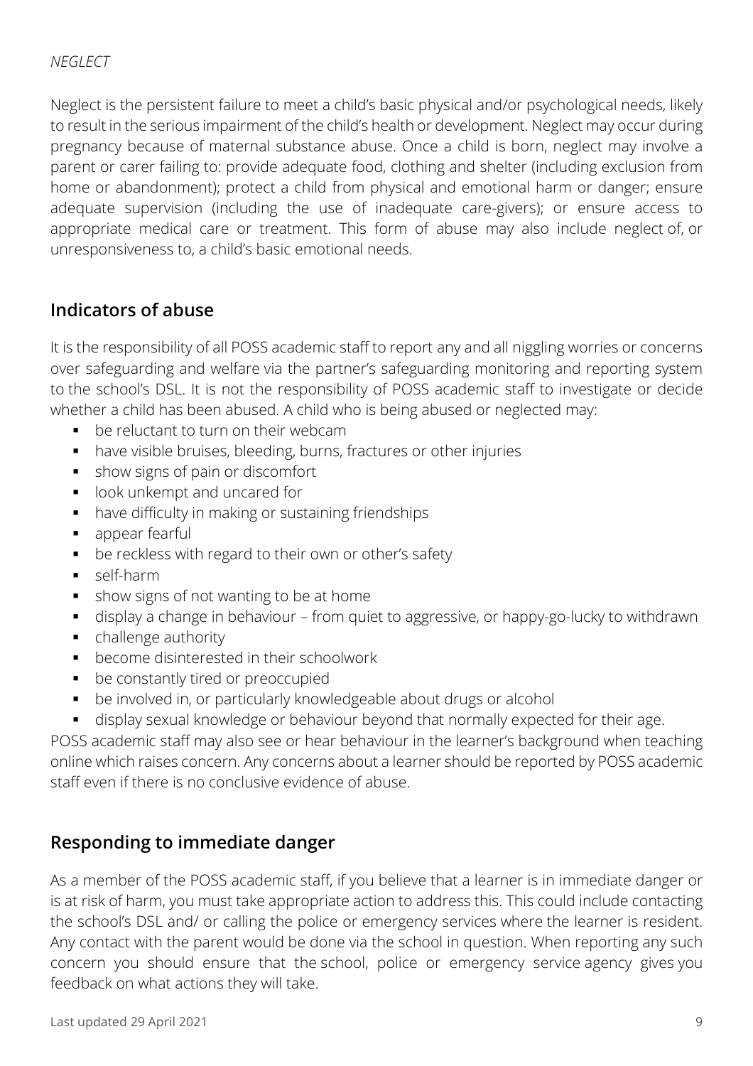*NEGLECT*

Neglect is the persistent failure to meet a child's basic physical and/or psychological needs, likely to result in the serious impairment of the child's health or development. Neglect may occur during pregnancy because of maternal substance abuse. Once a child is born, neglect may involve a parent or carer failing to: provide adequate food, clothing and shelter (including exclusion from home or abandonment); protect a child from physical and emotional harm or danger; ensure adequate supervision (including the use of inadequate care-givers); or ensure access to appropriate medical care or treatment. This form of abuse may also include neglect of, or unresponsiveness to, a child's basic emotional needs.

## Indicators of abuse

It is the responsibility of all POSS academic staff to report any and all niggling worries or concerns over safeguarding and welfare via the partner's safeguarding monitoring and reporting system to the school's DSL. It is not the responsibility of POSS academic staff to investigate or decide whether a child has been abused. A child who is being abused or neglected may:

- be reluctant to turn on their webcam
- have visible bruises, bleeding, burns, fractures or other injuries
- show signs of pain or discomfort
- look unkempt and uncared for
- have difficulty in making or sustaining friendships
- appear fearful
- be reckless with regard to their own or other's safety
- self-harm
- show signs of not wanting to be at home
- display a change in behaviour – from quiet to aggressive, or happy-go-lucky to withdrawn
- challenge authority
- become disinterested in their schoolwork
- be constantly tired or preoccupied
- be involved in, or particularly knowledgeable about drugs or alcohol
- display sexual knowledge or behaviour beyond that normally expected for their age.

POSS academic staff may also see or hear behaviour in the learner's background when teaching online which raises concern. Any concerns about a learner should be reported by POSS academic staff even if there is no conclusive evidence of abuse.

## Responding to immediate danger

As a member of the POSS academic staff, if you believe that a learner is in immediate danger or is at risk of harm, you must take appropriate action to address this. This could include contacting the school's DSL and/ or calling the police or emergency services where the learner is resident. Any contact with the parent would be done via the school in question. When reporting any such concern you should ensure that the school, police or emergency service agency gives you feedback on what actions they will take.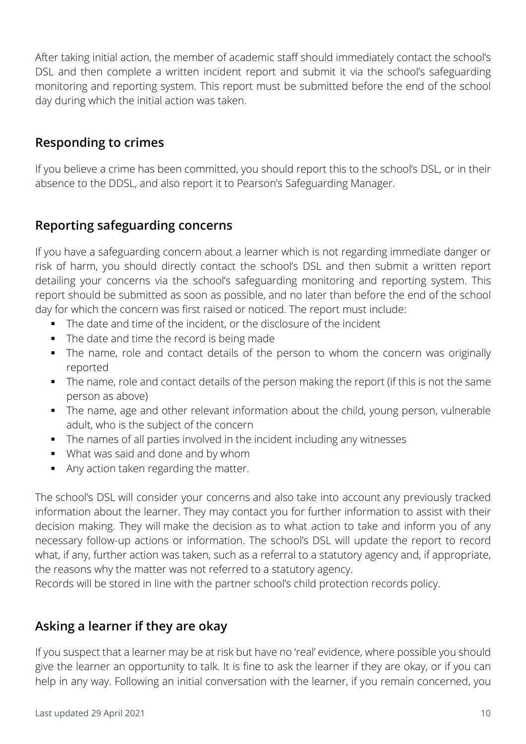After taking initial action, the member of academic staff should immediately contact the school's DSL and then complete a written incident report and submit it via the school's safeguarding monitoring and reporting system. This report must be submitted before the end of the school day during which the initial action was taken.

## Responding to crimes

If you believe a crime has been committed, you should report this to the school's DSL, or in their absence to the DDSL, and also report it to Pearson's Safeguarding Manager.

## Reporting safeguarding concerns

If you have a safeguarding concern about a learner which is not regarding immediate danger or risk of harm, you should directly contact the school's DSL and then submit a written report detailing your concerns via the school's safeguarding monitoring and reporting system. This report should be submitted as soon as possible, and no later than before the end of the school day for which the concern was first raised or noticed. The report must include:

- The date and time of the incident, or the disclosure of the incident
- The date and time the record is being made
- The name, role and contact details of the person to whom the concern was originally reported
- The name, role and contact details of the person making the report (if this is not the same person as above)
- The name, age and other relevant information about the child, young person, vulnerable adult, who is the subject of the concern
- The names of all parties involved in the incident including any witnesses
- What was said and done and by whom
- Any action taken regarding the matter.

The school's DSL will consider your concerns and also take into account any previously tracked information about the learner. They may contact you for further information to assist with their decision making. They will make the decision as to what action to take and inform you of any necessary follow-up actions or information. The school's DSL will update the report to record what, if any, further action was taken, such as a referral to a statutory agency and, if appropriate, the reasons why the matter was not referred to a statutory agency.

Records will be stored in line with the partner school's child protection records policy.

## Asking a learner if they are okay

If you suspect that a learner may be at risk but have no 'real' evidence, where possible you should give the learner an opportunity to talk. It is fine to ask the learner if they are okay, or if you can help in any way. Following an initial conversation with the learner, if you remain concerned, you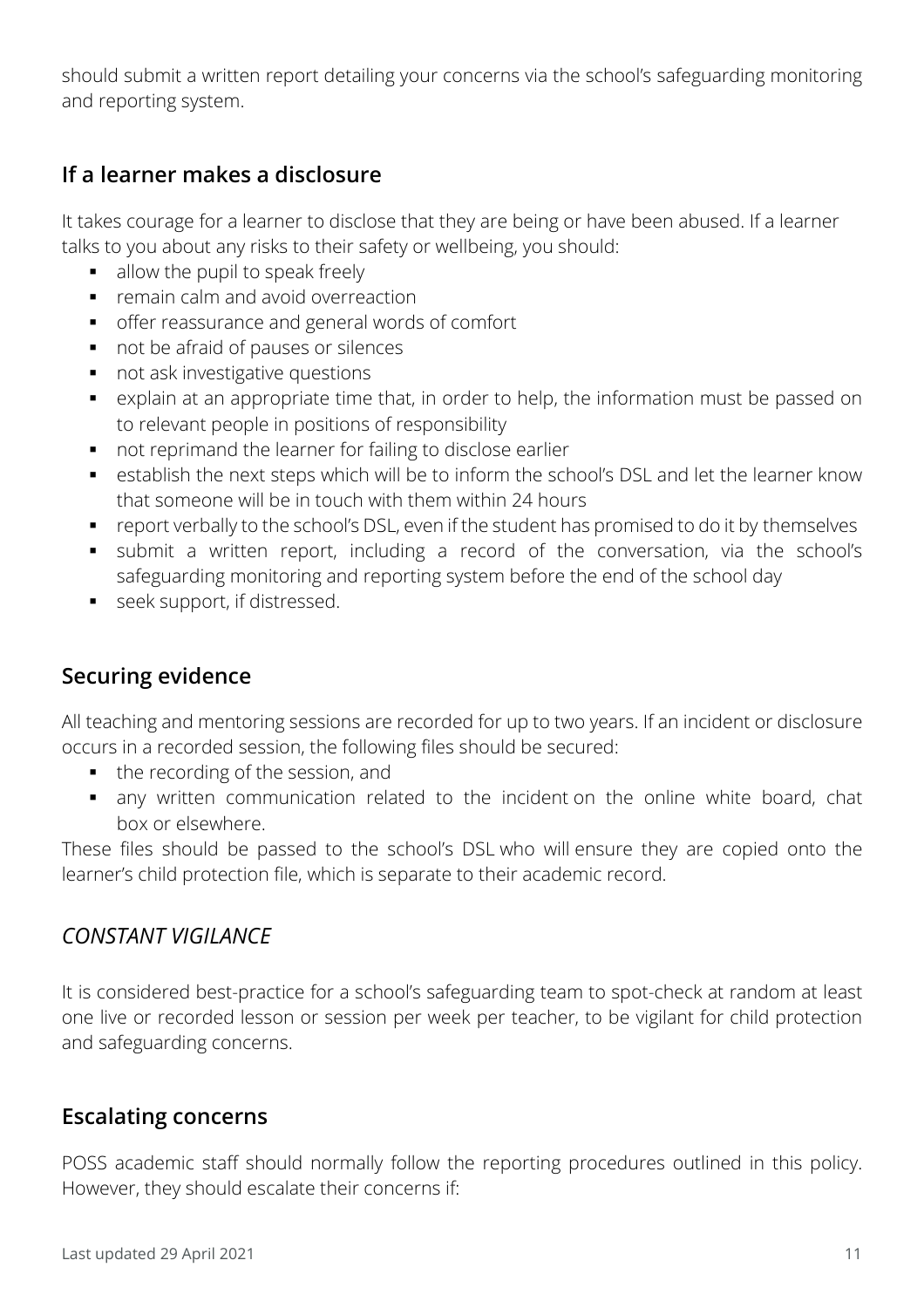should submit a written report detailing your concerns via the school's safeguarding monitoring and reporting system.

## If a learner makes a disclosure

It takes courage for a learner to disclose that they are being or have been abused. If a learner talks to you about any risks to their safety or wellbeing, you should:

- allow the pupil to speak freely
- remain calm and avoid overreaction
- offer reassurance and general words of comfort
- not be afraid of pauses or silences
- not ask investigative questions
- explain at an appropriate time that, in order to help, the information must be passed on to relevant people in positions of responsibility
- not reprimand the learner for failing to disclose earlier
- establish the next steps which will be to inform the school's DSL and let the learner know that someone will be in touch with them within 24 hours
- report verbally to the school's DSL, even if the student has promised to do it by themselves
- submit a written report, including a record of the conversation, via the school's safeguarding monitoring and reporting system before the end of the school day
- seek support, if distressed.

## Securing evidence

All teaching and mentoring sessions are recorded for up to two years. If an incident or disclosure occurs in a recorded session, the following files should be secured:

- the recording of the session, and
- any written communication related to the incident on the online white board, chat box or elsewhere.

These files should be passed to the school's DSL who will ensure they are copied onto the learner's child protection file, which is separate to their academic record.

## *CONSTANT VIGILANCE*

It is considered best-practice for a school's safeguarding team to spot-check at random at least one live or recorded lesson or session per week per teacher, to be vigilant for child protection and safeguarding concerns.

## Escalating concerns

POSS academic staff should normally follow the reporting procedures outlined in this policy. However, they should escalate their concerns if: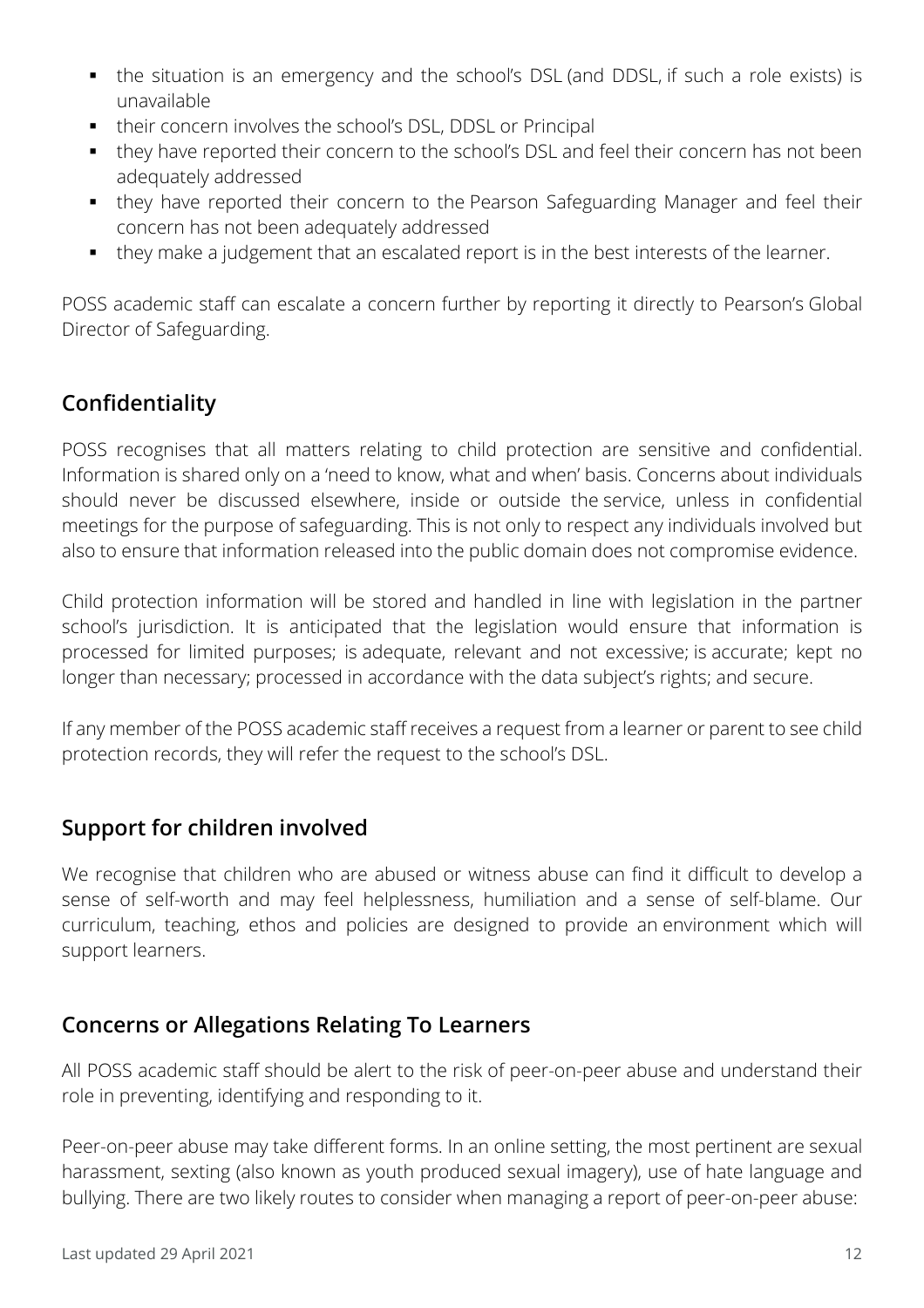- the situation is an emergency and the school's DSL (and DDSL, if such a role exists) is unavailable
- their concern involves the school's DSL, DDSL or Principal
- they have reported their concern to the school's DSL and feel their concern has not been adequately addressed
- they have reported their concern to the Pearson Safeguarding Manager and feel their concern has not been adequately addressed
- they make a judgement that an escalated report is in the best interests of the learner.

POSS academic staff can escalate a concern further by reporting it directly to Pearson's Global Director of Safeguarding.

## Confidentiality

POSS recognises that all matters relating to child protection are sensitive and confidential. Information is shared only on a 'need to know, what and when' basis. Concerns about individuals should never be discussed elsewhere, inside or outside the service, unless in confidential meetings for the purpose of safeguarding. This is not only to respect any individuals involved but also to ensure that information released into the public domain does not compromise evidence.

Child protection information will be stored and handled in line with legislation in the partner school's jurisdiction. It is anticipated that the legislation would ensure that information is processed for limited purposes; is adequate, relevant and not excessive; is accurate; kept no longer than necessary; processed in accordance with the data subject's rights; and secure.

If any member of the POSS academic staff receives a request from a learner or parent to see child protection records, they will refer the request to the school's DSL.

## Support for children involved

We recognise that children who are abused or witness abuse can find it difficult to develop a sense of self-worth and may feel helplessness, humiliation and a sense of self-blame. Our curriculum, teaching, ethos and policies are designed to provide an environment which will support learners.

## Concerns or Allegations Relating To Learners

All POSS academic staff should be alert to the risk of peer-on-peer abuse and understand their role in preventing, identifying and responding to it.

Peer-on-peer abuse may take different forms. In an online setting, the most pertinent are sexual harassment, sexting (also known as youth produced sexual imagery), use of hate language and bullying. There are two likely routes to consider when managing a report of peer-on-peer abuse: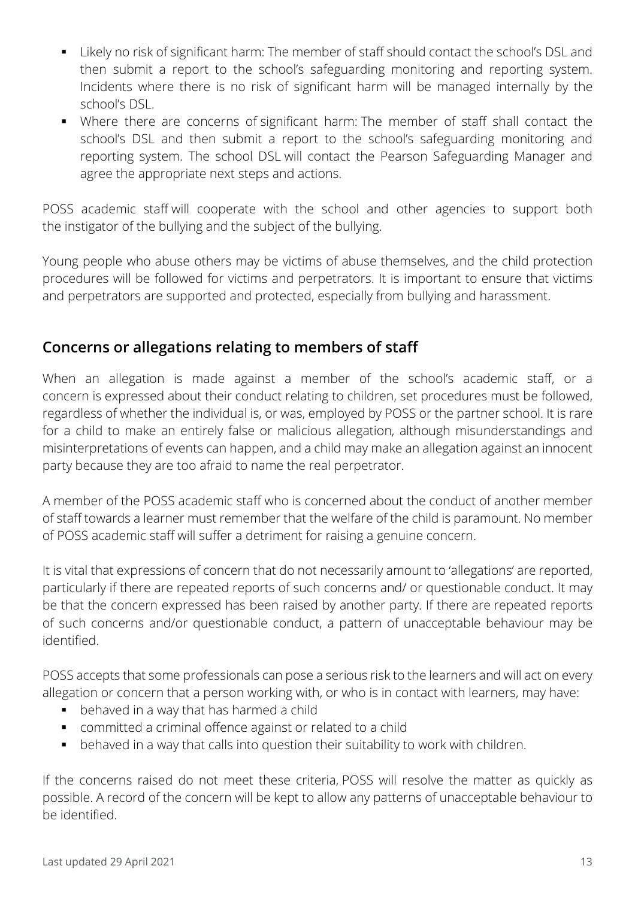- Likely no risk of significant harm: The member of staff should contact the school's DSL and then submit a report to the school's safeguarding monitoring and reporting system. Incidents where there is no risk of significant harm will be managed internally by the school's DSL.
- Where there are concerns of significant harm: The member of staff shall contact the school's DSL and then submit a report to the school's safeguarding monitoring and reporting system. The school DSL will contact the Pearson Safeguarding Manager and agree the appropriate next steps and actions.

POSS academic staff will cooperate with the school and other agencies to support both the instigator of the bullying and the subject of the bullying.

Young people who abuse others may be victims of abuse themselves, and the child protection procedures will be followed for victims and perpetrators. It is important to ensure that victims and perpetrators are supported and protected, especially from bullying and harassment.

## Concerns or allegations relating to members of staff

When an allegation is made against a member of the school's academic staff, or a concern is expressed about their conduct relating to children, set procedures must be followed, regardless of whether the individual is, or was, employed by POSS or the partner school. It is rare for a child to make an entirely false or malicious allegation, although misunderstandings and misinterpretations of events can happen, and a child may make an allegation against an innocent party because they are too afraid to name the real perpetrator.

A member of the POSS academic staff who is concerned about the conduct of another member of staff towards a learner must remember that the welfare of the child is paramount. No member of POSS academic staff will suffer a detriment for raising a genuine concern.

It is vital that expressions of concern that do not necessarily amount to 'allegations' are reported, particularly if there are repeated reports of such concerns and/ or questionable conduct. It may be that the concern expressed has been raised by another party. If there are repeated reports of such concerns and/or questionable conduct, a pattern of unacceptable behaviour may be identified.

POSS accepts that some professionals can pose a serious risk to the learners and will act on every allegation or concern that a person working with, or who is in contact with learners, may have:

- behaved in a way that has harmed a child
- committed a criminal offence against or related to a child
- behaved in a way that calls into question their suitability to work with children.

If the concerns raised do not meet these criteria, POSS will resolve the matter as quickly as possible. A record of the concern will be kept to allow any patterns of unacceptable behaviour to be identified.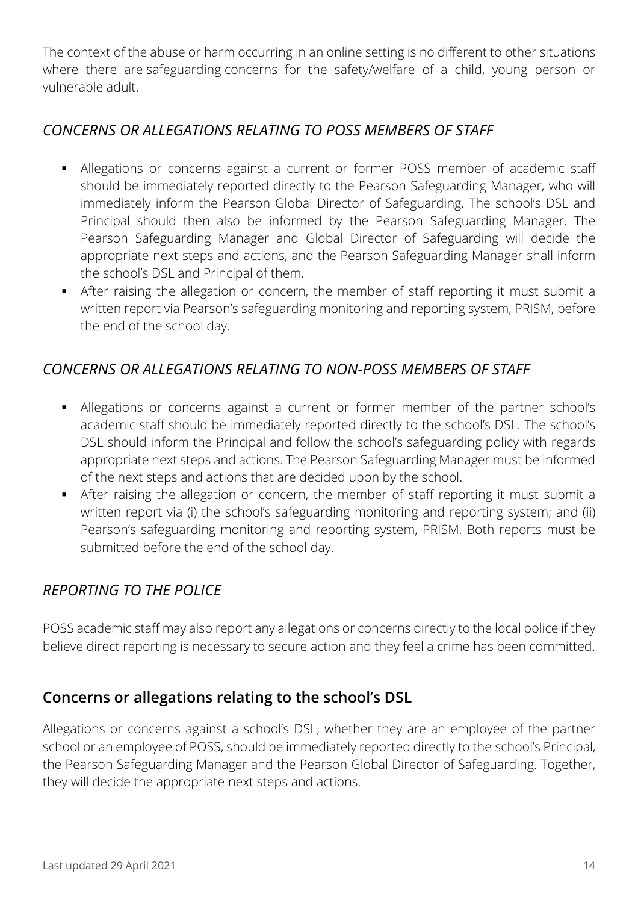The context of the abuse or harm occurring in an online setting is no different to other situations where there are safeguarding concerns for the safety/welfare of a child, young person or vulnerable adult.

### *CONCERNS OR ALLEGATIONS RELATING TO POSS MEMBERS OF STAFF*

- Allegations or concerns against a current or former POSS member of academic staff should be immediately reported directly to the Pearson Safeguarding Manager, who will immediately inform the Pearson Global Director of Safeguarding. The school's DSL and Principal should then also be informed by the Pearson Safeguarding Manager. The Pearson Safeguarding Manager and Global Director of Safeguarding will decide the appropriate next steps and actions, and the Pearson Safeguarding Manager shall inform the school's DSL and Principal of them.
- After raising the allegation or concern, the member of staff reporting it must submit a written report via Pearson's safeguarding monitoring and reporting system, PRISM, before the end of the school day.

### *CONCERNS OR ALLEGATIONS RELATING TO NON-POSS MEMBERS OF STAFF*

- Allegations or concerns against a current or former member of the partner school's academic staff should be immediately reported directly to the school's DSL. The school's DSL should inform the Principal and follow the school's safeguarding policy with regards appropriate next steps and actions. The Pearson Safeguarding Manager must be informed of the next steps and actions that are decided upon by the school.
- After raising the allegation or concern, the member of staff reporting it must submit a written report via (i) the school's safeguarding monitoring and reporting system; and (ii) Pearson's safeguarding monitoring and reporting system, PRISM. Both reports must be submitted before the end of the school day.

### *REPORTING TO THE POLICE*

POSS academic staff may also report any allegations or concerns directly to the local police if they believe direct reporting is necessary to secure action and they feel a crime has been committed.

## **Concerns or allegations relating to the school's DSL**

Allegations or concerns against a school's DSL, whether they are an employee of the partner school or an employee of POSS, should be immediately reported directly to the school's Principal, the Pearson Safeguarding Manager and the Pearson Global Director of Safeguarding. Together, they will decide the appropriate next steps and actions.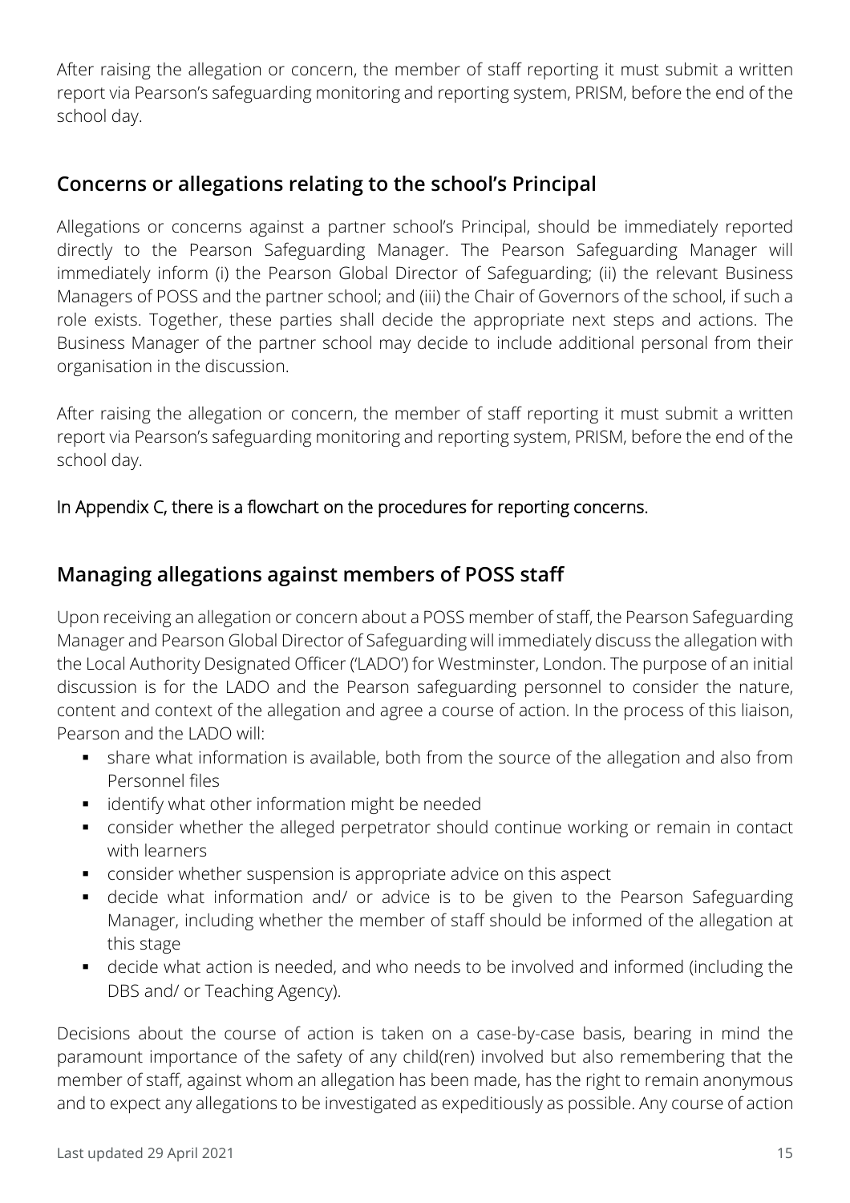After raising the allegation or concern, the member of staff reporting it must submit a written report via Pearson's safeguarding monitoring and reporting system, PRISM, before the end of the school day.

## Concerns or allegations relating to the school's Principal

Allegations or concerns against a partner school's Principal, should be immediately reported directly to the Pearson Safeguarding Manager. The Pearson Safeguarding Manager will immediately inform (i) the Pearson Global Director of Safeguarding; (ii) the relevant Business Managers of POSS and the partner school; and (iii) the Chair of Governors of the school, if such a role exists. Together, these parties shall decide the appropriate next steps and actions. The Business Manager of the partner school may decide to include additional personal from their organisation in the discussion.

After raising the allegation or concern, the member of staff reporting it must submit a written report via Pearson's safeguarding monitoring and reporting system, PRISM, before the end of the school day.

In Appendix C, there is a flowchart on the procedures for reporting concerns.

## Managing allegations against members of POSS staff

Upon receiving an allegation or concern about a POSS member of staff, the Pearson Safeguarding Manager and Pearson Global Director of Safeguarding will immediately discuss the allegation with the Local Authority Designated Officer ('LADO') for Westminster, London. The purpose of an initial discussion is for the LADO and the Pearson safeguarding personnel to consider the nature, content and context of the allegation and agree a course of action. In the process of this liaison, Pearson and the LADO will:

- share what information is available, both from the source of the allegation and also from Personnel files
- identify what other information might be needed
- consider whether the alleged perpetrator should continue working or remain in contact with learners
- consider whether suspension is appropriate advice on this aspect
- decide what information and/ or advice is to be given to the Pearson Safeguarding Manager, including whether the member of staff should be informed of the allegation at this stage
- decide what action is needed, and who needs to be involved and informed (including the DBS and/ or Teaching Agency).

Decisions about the course of action is taken on a case-by-case basis, bearing in mind the paramount importance of the safety of any child(ren) involved but also remembering that the member of staff, against whom an allegation has been made, has the right to remain anonymous and to expect any allegations to be investigated as expeditiously as possible. Any course of action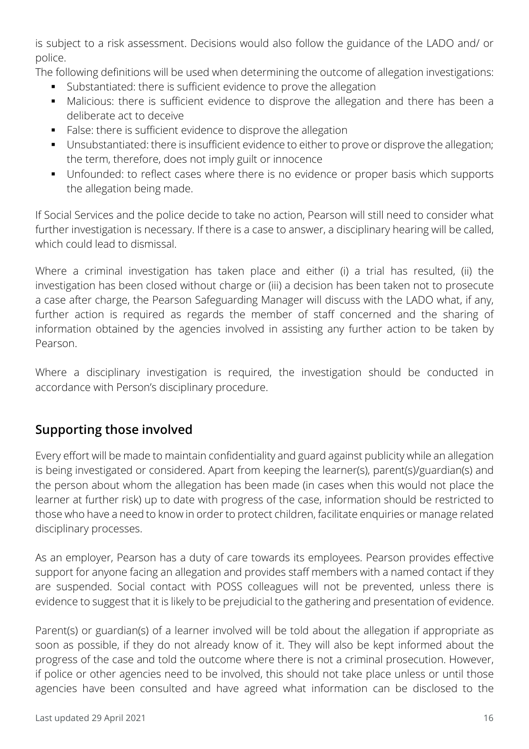is subject to a risk assessment. Decisions would also follow the guidance of the LADO and/ or police.

The following definitions will be used when determining the outcome of allegation investigations:

- Substantiated: there is sufficient evidence to prove the allegation
- Malicious: there is sufficient evidence to disprove the allegation and there has been a deliberate act to deceive
- False: there is sufficient evidence to disprove the allegation
- Unsubstantiated: there is insufficient evidence to either to prove or disprove the allegation; the term, therefore, does not imply guilt or innocence
- Unfounded: to reflect cases where there is no evidence or proper basis which supports the allegation being made.

If Social Services and the police decide to take no action, Pearson will still need to consider what further investigation is necessary. If there is a case to answer, a disciplinary hearing will be called, which could lead to dismissal.

Where a criminal investigation has taken place and either (i) a trial has resulted, (ii) the investigation has been closed without charge or (iii) a decision has been taken not to prosecute a case after charge, the Pearson Safeguarding Manager will discuss with the LADO what, if any, further action is required as regards the member of staff concerned and the sharing of information obtained by the agencies involved in assisting any further action to be taken by Pearson.

Where a disciplinary investigation is required, the investigation should be conducted in accordance with Person's disciplinary procedure.

## Supporting those involved

Every effort will be made to maintain confidentiality and guard against publicity while an allegation is being investigated or considered. Apart from keeping the learner(s), parent(s)/guardian(s) and the person about whom the allegation has been made (in cases when this would not place the learner at further risk) up to date with progress of the case, information should be restricted to those who have a need to know in order to protect children, facilitate enquiries or manage related disciplinary processes.

As an employer, Pearson has a duty of care towards its employees. Pearson provides effective support for anyone facing an allegation and provides staff members with a named contact if they are suspended. Social contact with POSS colleagues will not be prevented, unless there is evidence to suggest that it is likely to be prejudicial to the gathering and presentation of evidence.

Parent(s) or guardian(s) of a learner involved will be told about the allegation if appropriate as soon as possible, if they do not already know of it. They will also be kept informed about the progress of the case and told the outcome where there is not a criminal prosecution. However, if police or other agencies need to be involved, this should not take place unless or until those agencies have been consulted and have agreed what information can be disclosed to the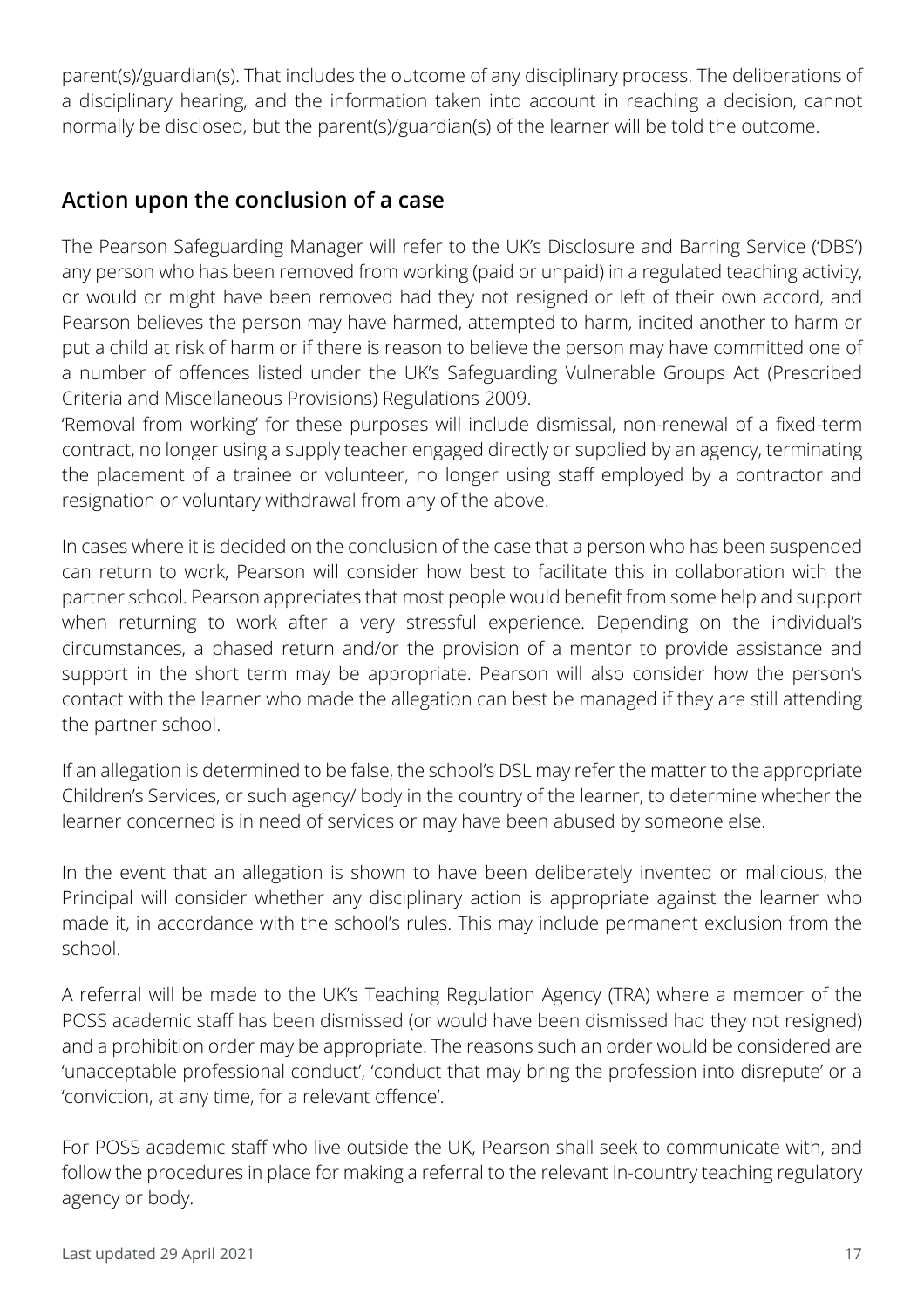parent(s)/guardian(s). That includes the outcome of any disciplinary process. The deliberations of a disciplinary hearing, and the information taken into account in reaching a decision, cannot normally be disclosed, but the parent(s)/guardian(s) of the learner will be told the outcome.

## Action upon the conclusion of a case

The Pearson Safeguarding Manager will refer to the UK's Disclosure and Barring Service ('DBS') any person who has been removed from working (paid or unpaid) in a regulated teaching activity, or would or might have been removed had they not resigned or left of their own accord, and Pearson believes the person may have harmed, attempted to harm, incited another to harm or put a child at risk of harm or if there is reason to believe the person may have committed one of a number of offences listed under the UK's Safeguarding Vulnerable Groups Act (Prescribed Criteria and Miscellaneous Provisions) Regulations 2009.

'Removal from working' for these purposes will include dismissal, non-renewal of a fixed-term contract, no longer using a supply teacher engaged directly or supplied by an agency, terminating the placement of a trainee or volunteer, no longer using staff employed by a contractor and resignation or voluntary withdrawal from any of the above.

In cases where it is decided on the conclusion of the case that a person who has been suspended can return to work, Pearson will consider how best to facilitate this in collaboration with the partner school. Pearson appreciates that most people would benefit from some help and support when returning to work after a very stressful experience. Depending on the individual's circumstances, a phased return and/or the provision of a mentor to provide assistance and support in the short term may be appropriate. Pearson will also consider how the person's contact with the learner who made the allegation can best be managed if they are still attending the partner school.

If an allegation is determined to be false, the school's DSL may refer the matter to the appropriate Children's Services, or such agency/ body in the country of the learner, to determine whether the learner concerned is in need of services or may have been abused by someone else.

In the event that an allegation is shown to have been deliberately invented or malicious, the Principal will consider whether any disciplinary action is appropriate against the learner who made it, in accordance with the school's rules. This may include permanent exclusion from the school.

A referral will be made to the UK's Teaching Regulation Agency (TRA) where a member of the POSS academic staff has been dismissed (or would have been dismissed had they not resigned) and a prohibition order may be appropriate. The reasons such an order would be considered are 'unacceptable professional conduct', 'conduct that may bring the profession into disrepute' or a 'conviction, at any time, for a relevant offence'.

For POSS academic staff who live outside the UK, Pearson shall seek to communicate with, and follow the procedures in place for making a referral to the relevant in-country teaching regulatory agency or body.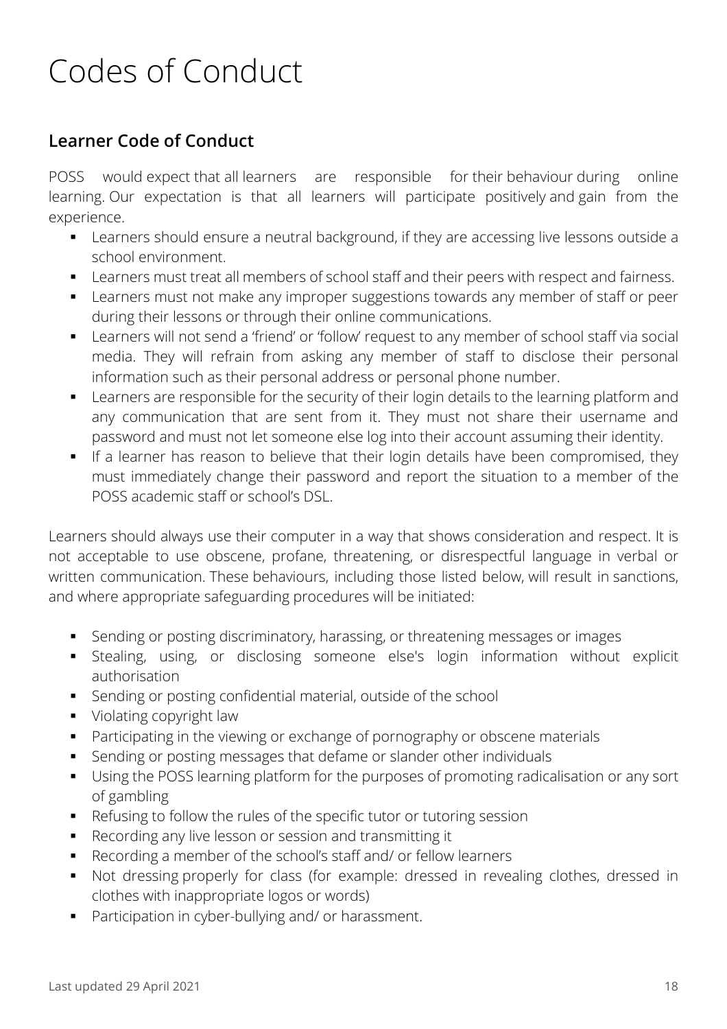# Codes of Conduct

## Learner Code of Conduct

POSS would expect that all learners are responsible for their behaviour during online learning. Our expectation is that all learners will participate positively and gain from the experience.

- Learners should ensure a neutral background, if they are accessing live lessons outside a school environment.
- Learners must treat all members of school staff and their peers with respect and fairness.
- Learners must not make any improper suggestions towards any member of staff or peer during their lessons or through their online communications.
- Learners will not send a 'friend' or 'follow' request to any member of school staff via social media. They will refrain from asking any member of staff to disclose their personal information such as their personal address or personal phone number.
- Learners are responsible for the security of their login details to the learning platform and any communication that are sent from it. They must not share their username and password and must not let someone else log into their account assuming their identity.
- If a learner has reason to believe that their login details have been compromised, they must immediately change their password and report the situation to a member of the POSS academic staff or school's DSL.

Learners should always use their computer in a way that shows consideration and respect. It is not acceptable to use obscene, profane, threatening, or disrespectful language in verbal or written communication. These behaviours, including those listed below, will result in sanctions, and where appropriate safeguarding procedures will be initiated:

- Sending or posting discriminatory, harassing, or threatening messages or images
- Stealing, using, or disclosing someone else's login information without explicit authorisation
- Sending or posting confidential material, outside of the school
- Violating copyright law
- Participating in the viewing or exchange of pornography or obscene materials
- Sending or posting messages that defame or slander other individuals
- Using the POSS learning platform for the purposes of promoting radicalisation or any sort of gambling
- Refusing to follow the rules of the specific tutor or tutoring session
- Recording any live lesson or session and transmitting it
- Recording a member of the school's staff and/ or fellow learners
- Not dressing properly for class (for example: dressed in revealing clothes, dressed in clothes with inappropriate logos or words)
- Participation in cyber-bullying and/ or harassment.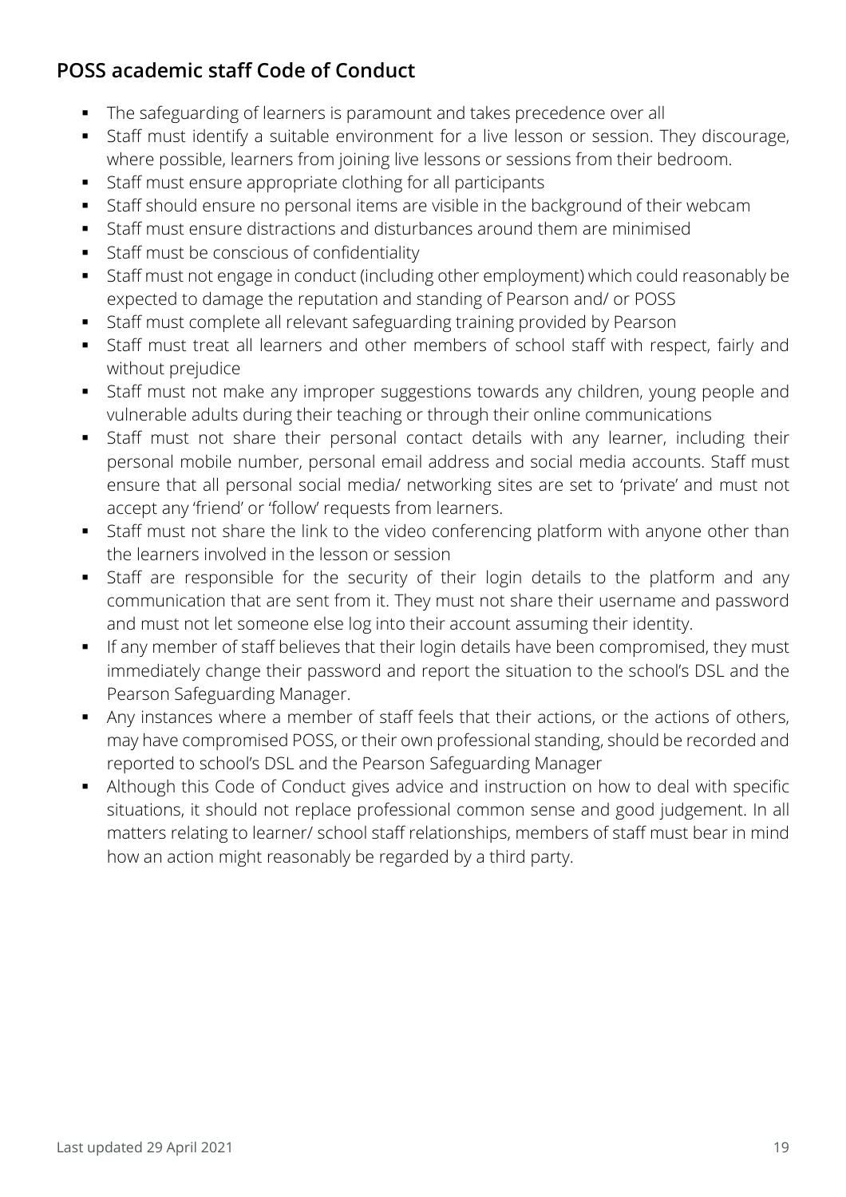## POSS academic staff Code of Conduct

- The safeguarding of learners is paramount and takes precedence over all
- Staff must identify a suitable environment for a live lesson or session. They discourage, where possible, learners from joining live lessons or sessions from their bedroom.
- Staff must ensure appropriate clothing for all participants
- Staff should ensure no personal items are visible in the background of their webcam
- Staff must ensure distractions and disturbances around them are minimised
- Staff must be conscious of confidentiality
- Staff must not engage in conduct (including other employment) which could reasonably be expected to damage the reputation and standing of Pearson and/ or POSS
- Staff must complete all relevant safeguarding training provided by Pearson
- Staff must treat all learners and other members of school staff with respect, fairly and without prejudice
- Staff must not make any improper suggestions towards any children, young people and vulnerable adults during their teaching or through their online communications
- Staff must not share their personal contact details with any learner, including their personal mobile number, personal email address and social media accounts. Staff must ensure that all personal social media/ networking sites are set to 'private' and must not accept any 'friend' or 'follow' requests from learners.
- Staff must not share the link to the video conferencing platform with anyone other than the learners involved in the lesson or session
- Staff are responsible for the security of their login details to the platform and any communication that are sent from it. They must not share their username and password and must not let someone else log into their account assuming their identity.
- If any member of staff believes that their login details have been compromised, they must immediately change their password and report the situation to the school's DSL and the Pearson Safeguarding Manager.
- Any instances where a member of staff feels that their actions, or the actions of others, may have compromised POSS, or their own professional standing, should be recorded and reported to school's DSL and the Pearson Safeguarding Manager
- Although this Code of Conduct gives advice and instruction on how to deal with specific situations, it should not replace professional common sense and good judgement. In all matters relating to learner/ school staff relationships, members of staff must bear in mind how an action might reasonably be regarded by a third party.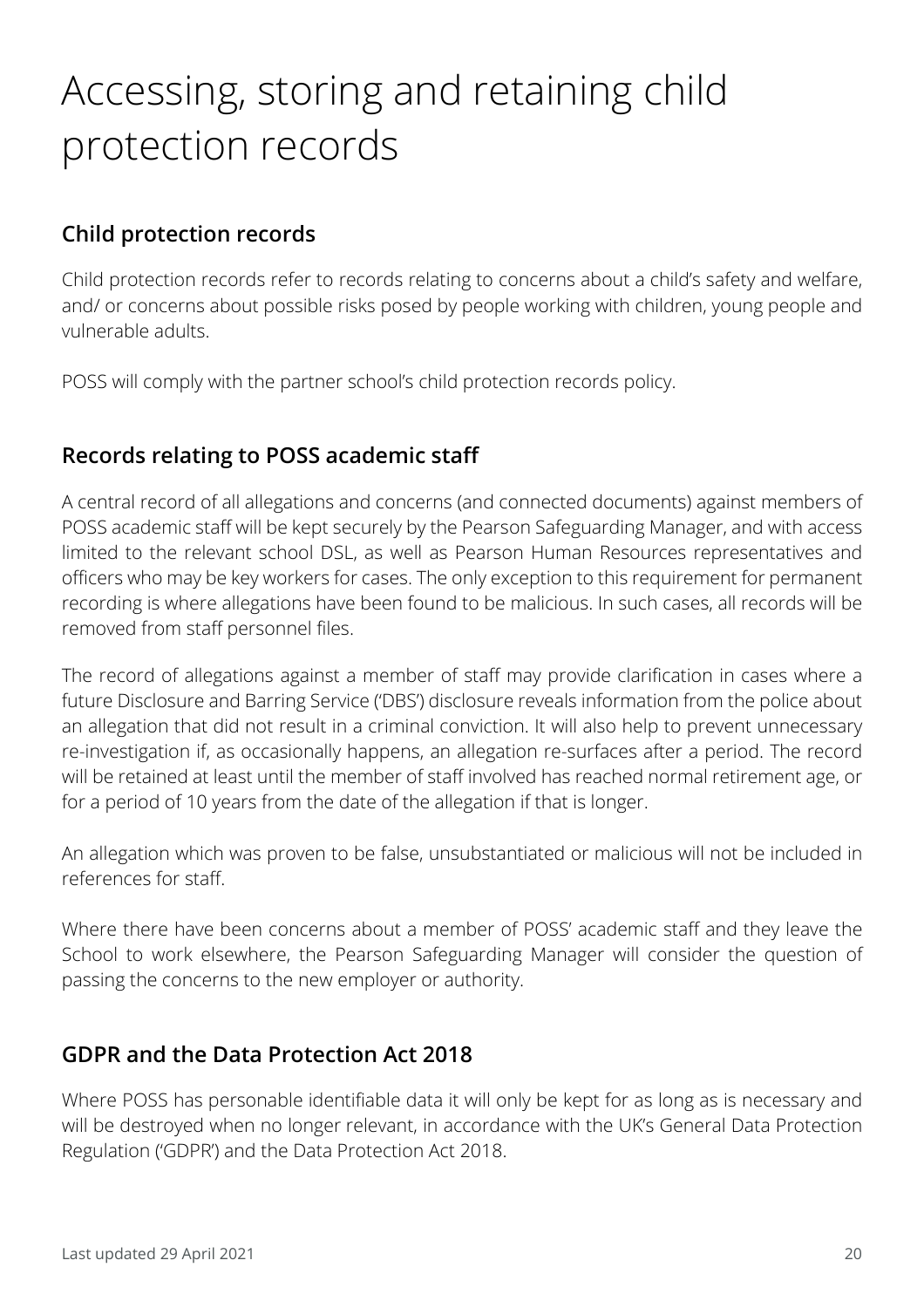# Accessing, storing and retaining child protection records

## Child protection records

Child protection records refer to records relating to concerns about a child's safety and welfare, and/ or concerns about possible risks posed by people working with children, young people and vulnerable adults.

POSS will comply with the partner school's child protection records policy.

## Records relating to POSS academic staff

A central record of all allegations and concerns (and connected documents) against members of POSS academic staff will be kept securely by the Pearson Safeguarding Manager, and with access limited to the relevant school DSL, as well as Pearson Human Resources representatives and officers who may be key workers for cases. The only exception to this requirement for permanent recording is where allegations have been found to be malicious. In such cases, all records will be removed from staff personnel files.

The record of allegations against a member of staff may provide clarification in cases where a future Disclosure and Barring Service ('DBS') disclosure reveals information from the police about an allegation that did not result in a criminal conviction. It will also help to prevent unnecessary re-investigation if, as occasionally happens, an allegation re-surfaces after a period. The record will be retained at least until the member of staff involved has reached normal retirement age, or for a period of 10 years from the date of the allegation if that is longer.

An allegation which was proven to be false, unsubstantiated or malicious will not be included in references for staff.

Where there have been concerns about a member of POSS' academic staff and they leave the School to work elsewhere, the Pearson Safeguarding Manager will consider the question of passing the concerns to the new employer or authority.

## GDPR and the Data Protection Act 2018

Where POSS has personable identifiable data it will only be kept for as long as is necessary and will be destroyed when no longer relevant, in accordance with the UK's General Data Protection Regulation ('GDPR') and the Data Protection Act 2018.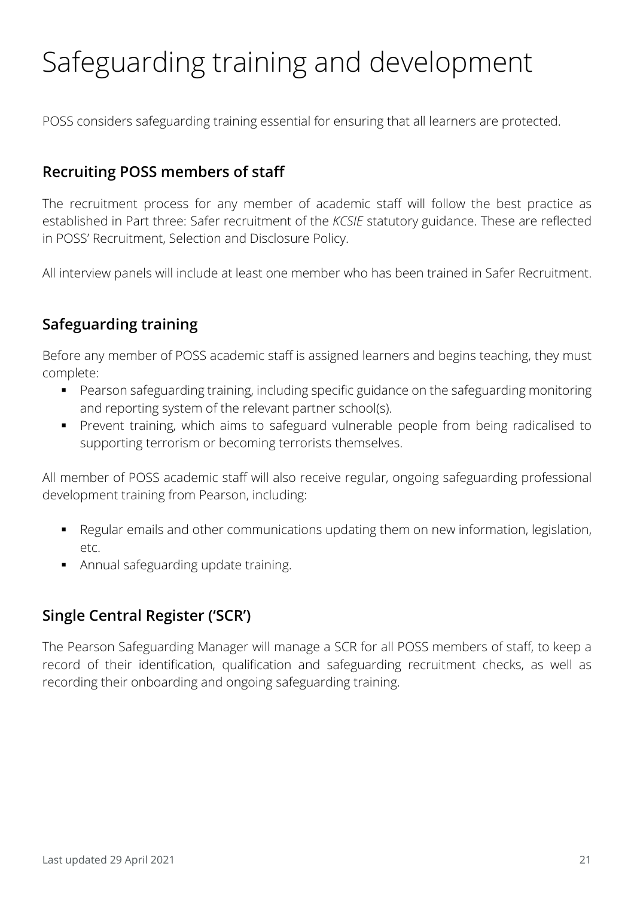# Safeguarding training and development

POSS considers safeguarding training essential for ensuring that all learners are protected.

## Recruiting POSS members of staff

The recruitment process for any member of academic staff will follow the best practice as established in Part three: Safer recruitment of the *KCSIE* statutory guidance. These are reflected in POSS' Recruitment, Selection and Disclosure Policy.

All interview panels will include at least one member who has been trained in Safer Recruitment.

## Safeguarding training

Before any member of POSS academic staff is assigned learners and begins teaching, they must complete:

- Pearson safeguarding training, including specific guidance on the safeguarding monitoring and reporting system of the relevant partner school(s).
- Prevent training, which aims to safeguard vulnerable people from being radicalised to supporting terrorism or becoming terrorists themselves.

All member of POSS academic staff will also receive regular, ongoing safeguarding professional development training from Pearson, including:

- Regular emails and other communications updating them on new information, legislation, etc.
- Annual safeguarding update training.

## Single Central Register ('SCR')

The Pearson Safeguarding Manager will manage a SCR for all POSS members of staff, to keep a record of their identification, qualification and safeguarding recruitment checks, as well as recording their onboarding and ongoing safeguarding training.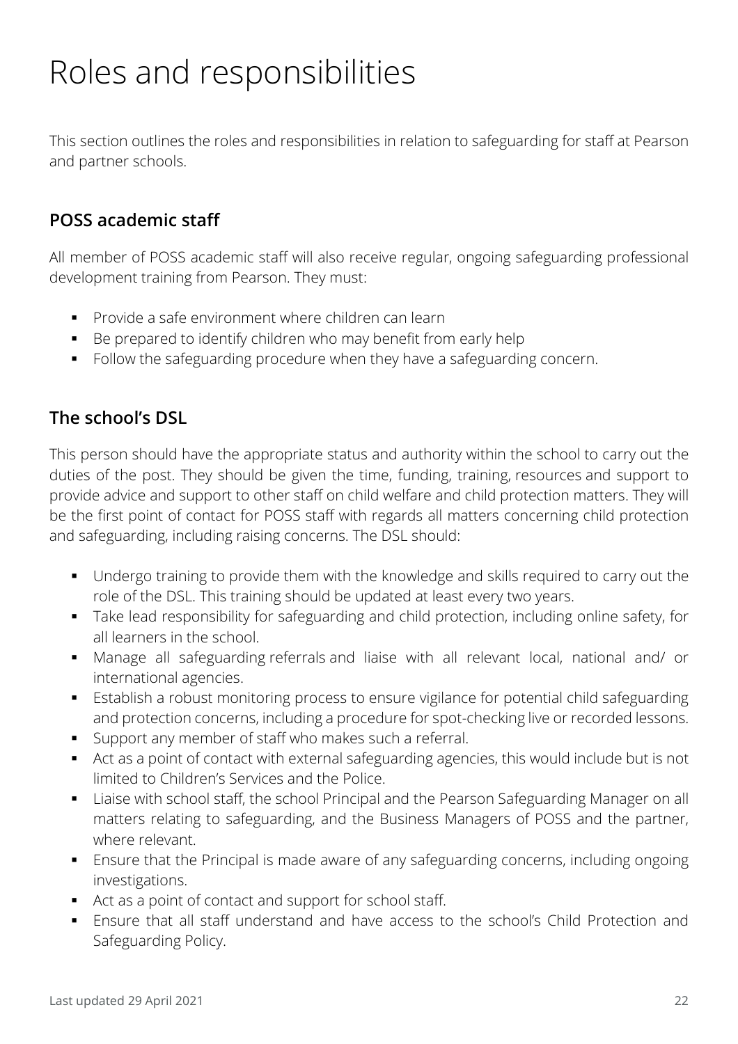# Roles and responsibilities

This section outlines the roles and responsibilities in relation to safeguarding for staff at Pearson and partner schools.

## POSS academic staff

All member of POSS academic staff will also receive regular, ongoing safeguarding professional development training from Pearson. They must:

- Provide a safe environment where children can learn
- Be prepared to identify children who may benefit from early help
- Follow the safeguarding procedure when they have a safeguarding concern.

## The school's DSL

This person should have the appropriate status and authority within the school to carry out the duties of the post. They should be given the time, funding, training, resources and support to provide advice and support to other staff on child welfare and child protection matters. They will be the first point of contact for POSS staff with regards all matters concerning child protection and safeguarding, including raising concerns. The DSL should:

- Undergo training to provide them with the knowledge and skills required to carry out the role of the DSL. This training should be updated at least every two years.
- Take lead responsibility for safeguarding and child protection, including online safety, for all learners in the school.
- Manage all safeguarding referrals and liaise with all relevant local, national and/ or international agencies.
- Establish a robust monitoring process to ensure vigilance for potential child safeguarding and protection concerns, including a procedure for spot-checking live or recorded lessons.
- Support any member of staff who makes such a referral.
- Act as a point of contact with external safeguarding agencies, this would include but is not limited to Children's Services and the Police.
- Liaise with school staff, the school Principal and the Pearson Safeguarding Manager on all matters relating to safeguarding, and the Business Managers of POSS and the partner, where relevant.
- Ensure that the Principal is made aware of any safeguarding concerns, including ongoing investigations.
- Act as a point of contact and support for school staff.
- Ensure that all staff understand and have access to the school's Child Protection and Safeguarding Policy.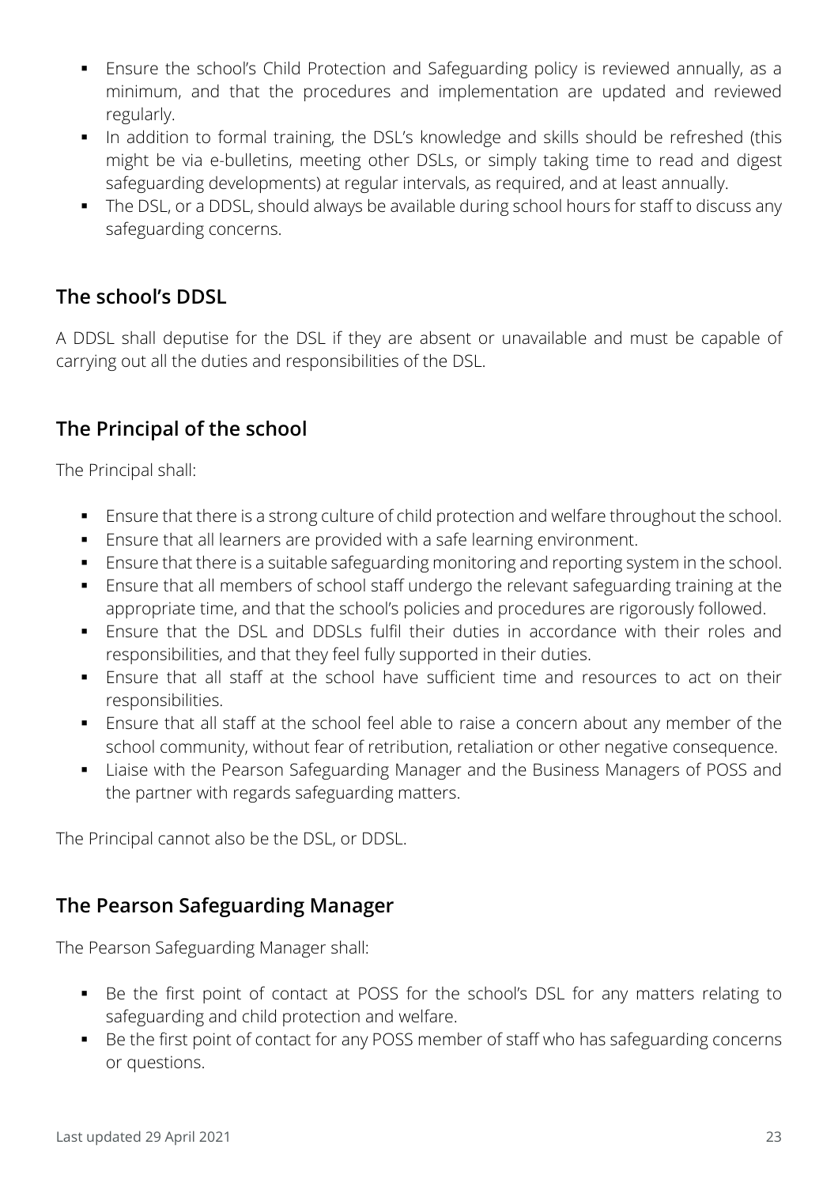- Ensure the school's Child Protection and Safeguarding policy is reviewed annually, as a minimum, and that the procedures and implementation are updated and reviewed regularly.
- In addition to formal training, the DSL's knowledge and skills should be refreshed (this might be via e-bulletins, meeting other DSLs, or simply taking time to read and digest safeguarding developments) at regular intervals, as required, and at least annually.
- The DSL, or a DDSL, should always be available during school hours for staff to discuss any safeguarding concerns.

## The school's DDSL

A DDSL shall deputise for the DSL if they are absent or unavailable and must be capable of carrying out all the duties and responsibilities of the DSL.

## The Principal of the school

The Principal shall:

- Ensure that there is a strong culture of child protection and welfare throughout the school.
- Ensure that all learners are provided with a safe learning environment.
- Ensure that there is a suitable safeguarding monitoring and reporting system in the school.
- Ensure that all members of school staff undergo the relevant safeguarding training at the appropriate time, and that the school's policies and procedures are rigorously followed.
- Ensure that the DSL and DDSLs fulfil their duties in accordance with their roles and responsibilities, and that they feel fully supported in their duties.
- Ensure that all staff at the school have sufficient time and resources to act on their responsibilities.
- Ensure that all staff at the school feel able to raise a concern about any member of the school community, without fear of retribution, retaliation or other negative consequence.
- Liaise with the Pearson Safeguarding Manager and the Business Managers of POSS and the partner with regards safeguarding matters.

The Principal cannot also be the DSL, or DDSL.

## The Pearson Safeguarding Manager

The Pearson Safeguarding Manager shall:

- Be the first point of contact at POSS for the school's DSL for any matters relating to safeguarding and child protection and welfare.
- Be the first point of contact for any POSS member of staff who has safeguarding concerns or questions.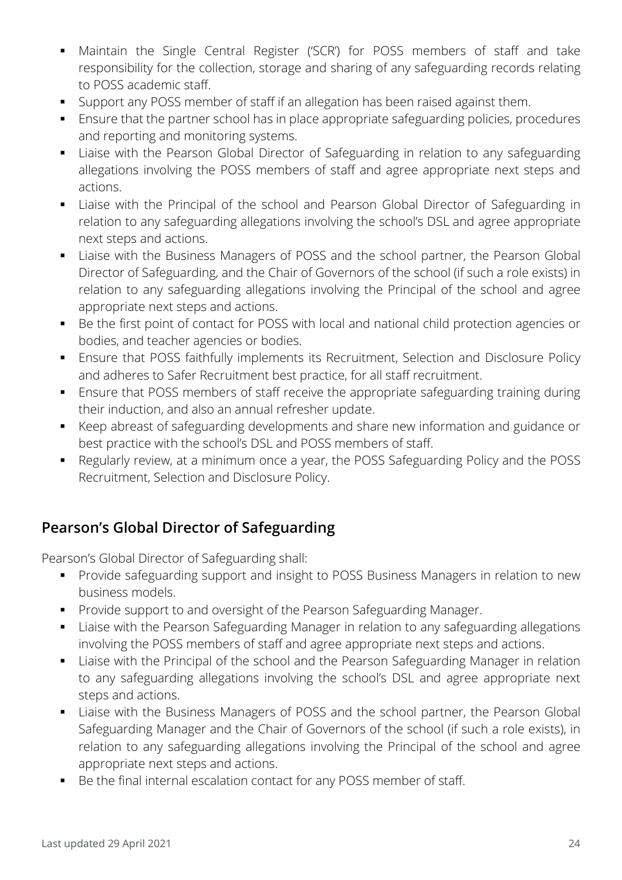- Maintain the Single Central Register ('SCR') for POSS members of staff and take responsibility for the collection, storage and sharing of any safeguarding records relating to POSS academic staff.
- Support any POSS member of staff if an allegation has been raised against them.
- Ensure that the partner school has in place appropriate safeguarding policies, procedures and reporting and monitoring systems.
- Liaise with the Pearson Global Director of Safeguarding in relation to any safeguarding allegations involving the POSS members of staff and agree appropriate next steps and actions.
- Liaise with the Principal of the school and Pearson Global Director of Safeguarding in relation to any safeguarding allegations involving the school's DSL and agree appropriate next steps and actions.
- Liaise with the Business Managers of POSS and the school partner, the Pearson Global Director of Safeguarding, and the Chair of Governors of the school (if such a role exists) in relation to any safeguarding allegations involving the Principal of the school and agree appropriate next steps and actions.
- Be the first point of contact for POSS with local and national child protection agencies or bodies, and teacher agencies or bodies.
- Ensure that POSS faithfully implements its Recruitment, Selection and Disclosure Policy and adheres to Safer Recruitment best practice, for all staff recruitment.
- Ensure that POSS members of staff receive the appropriate safeguarding training during their induction, and also an annual refresher update.
- Keep abreast of safeguarding developments and share new information and guidance or best practice with the school's DSL and POSS members of staff.
- Regularly review, at a minimum once a year, the POSS Safeguarding Policy and the POSS Recruitment, Selection and Disclosure Policy.

## Pearson's Global Director of Safeguarding

Pearson's Global Director of Safeguarding shall:

- Provide safeguarding support and insight to POSS Business Managers in relation to new business models.
- Provide support to and oversight of the Pearson Safeguarding Manager.
- Liaise with the Pearson Safeguarding Manager in relation to any safeguarding allegations involving the POSS members of staff and agree appropriate next steps and actions.
- Liaise with the Principal of the school and the Pearson Safeguarding Manager in relation to any safeguarding allegations involving the school's DSL and agree appropriate next steps and actions.
- Liaise with the Business Managers of POSS and the school partner, the Pearson Global Safeguarding Manager and the Chair of Governors of the school (if such a role exists), in relation to any safeguarding allegations involving the Principal of the school and agree appropriate next steps and actions.
- Be the final internal escalation contact for any POSS member of staff.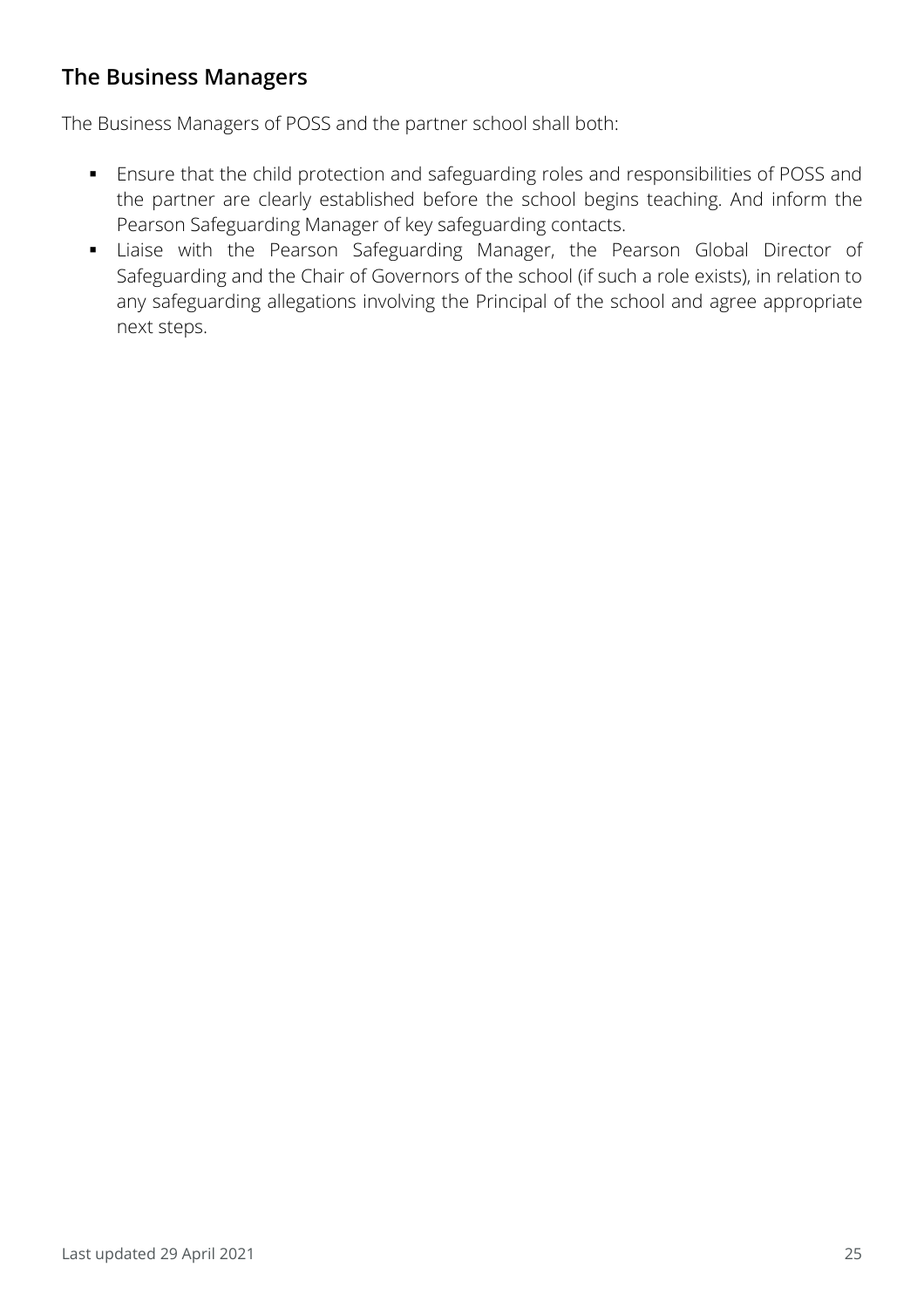## The Business Managers

The Business Managers of POSS and the partner school shall both:

- Ensure that the child protection and safeguarding roles and responsibilities of POSS and the partner are clearly established before the school begins teaching. And inform the Pearson Safeguarding Manager of key safeguarding contacts.
- Liaise with the Pearson Safeguarding Manager, the Pearson Global Director of Safeguarding and the Chair of Governors of the school (if such a role exists), in relation to any safeguarding allegations involving the Principal of the school and agree appropriate next steps.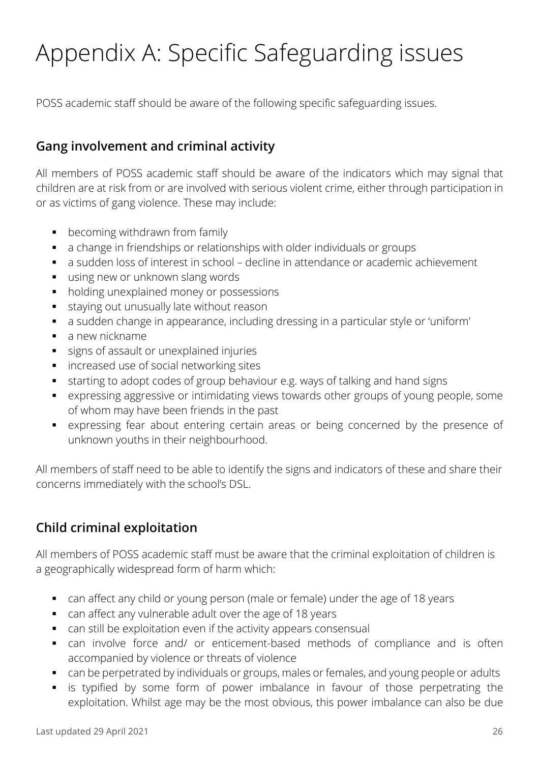# Appendix A: Specific Safeguarding issues

POSS academic staff should be aware of the following specific safeguarding issues.

## Gang involvement and criminal activity

All members of POSS academic staff should be aware of the indicators which may signal that children are at risk from or are involved with serious violent crime, either through participation in or as victims of gang violence. These may include:

- becoming withdrawn from family
- a change in friendships or relationships with older individuals or groups
- a sudden loss of interest in school – decline in attendance or academic achievement
- using new or unknown slang words
- holding unexplained money or possessions
- staying out unusually late without reason
- a sudden change in appearance, including dressing in a particular style or 'uniform'
- a new nickname
- signs of assault or unexplained injuries
- increased use of social networking sites
- starting to adopt codes of group behaviour e.g. ways of talking and hand signs
- expressing aggressive or intimidating views towards other groups of young people, some of whom may have been friends in the past
- expressing fear about entering certain areas or being concerned by the presence of unknown youths in their neighbourhood.

All members of staff need to be able to identify the signs and indicators of these and share their concerns immediately with the school's DSL.

## Child criminal exploitation

All members of POSS academic staff must be aware that the criminal exploitation of children is a geographically widespread form of harm which:

- can affect any child or young person (male or female) under the age of 18 years
- can affect any vulnerable adult over the age of 18 years
- can still be exploitation even if the activity appears consensual
- can involve force and/ or enticement-based methods of compliance and is often accompanied by violence or threats of violence
- can be perpetrated by individuals or groups, males or females, and young people or adults
- is typified by some form of power imbalance in favour of those perpetrating the exploitation. Whilst age may be the most obvious, this power imbalance can also be due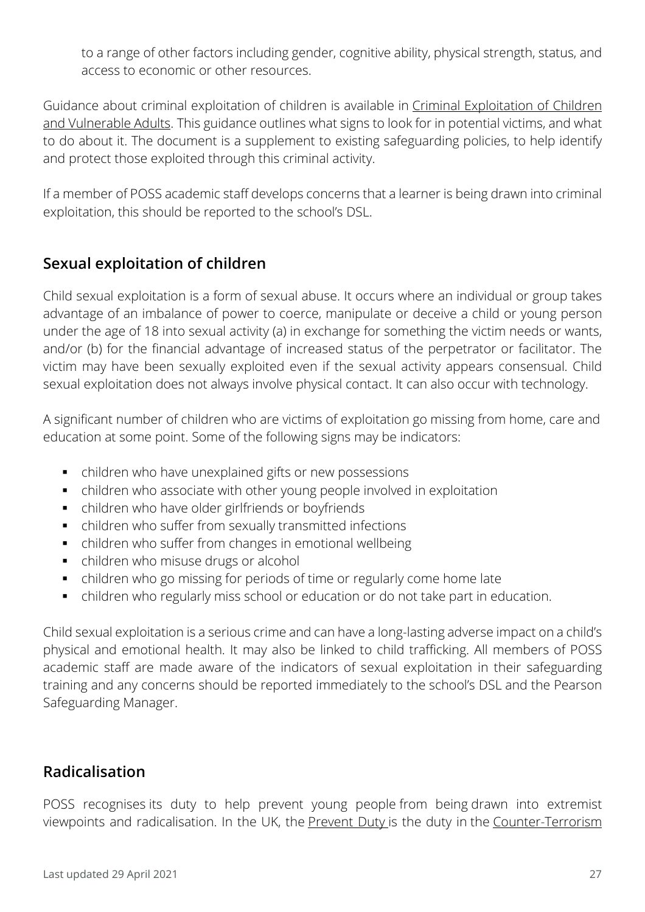to a range of other factors including gender, cognitive ability, physical strength, status, and access to economic or other resources.

Guidance about criminal exploitation of children is available in Criminal Exploitation of Children and Vulnerable Adults. This guidance outlines what signs to look for in potential victims, and what to do about it. The document is a supplement to existing safeguarding policies, to help identify and protect those exploited through this criminal activity.

If a member of POSS academic staff develops concerns that a learner is being drawn into criminal exploitation, this should be reported to the school's DSL.

## Sexual exploitation of children

Child sexual exploitation is a form of sexual abuse. It occurs where an individual or group takes advantage of an imbalance of power to coerce, manipulate or deceive a child or young person under the age of 18 into sexual activity (a) in exchange for something the victim needs or wants, and/or (b) for the financial advantage of increased status of the perpetrator or facilitator. The victim may have been sexually exploited even if the sexual activity appears consensual. Child sexual exploitation does not always involve physical contact. It can also occur with technology.

A significant number of children who are victims of exploitation go missing from home, care and education at some point. Some of the following signs may be indicators:

- children who have unexplained gifts or new possessions
- children who associate with other young people involved in exploitation
- children who have older girlfriends or boyfriends
- children who suffer from sexually transmitted infections
- children who suffer from changes in emotional wellbeing
- children who misuse drugs or alcohol
- children who go missing for periods of time or regularly come home late
- children who regularly miss school or education or do not take part in education.

Child sexual exploitation is a serious crime and can have a long-lasting adverse impact on a child's physical and emotional health. It may also be linked to child trafficking. All members of POSS academic staff are made aware of the indicators of sexual exploitation in their safeguarding training and any concerns should be reported immediately to the school's DSL and the Pearson Safeguarding Manager.

## Radicalisation

POSS recognises its duty to help prevent young people from being drawn into extremist viewpoints and radicalisation. In the UK, the Prevent Duty is the duty in the Counter-Terrorism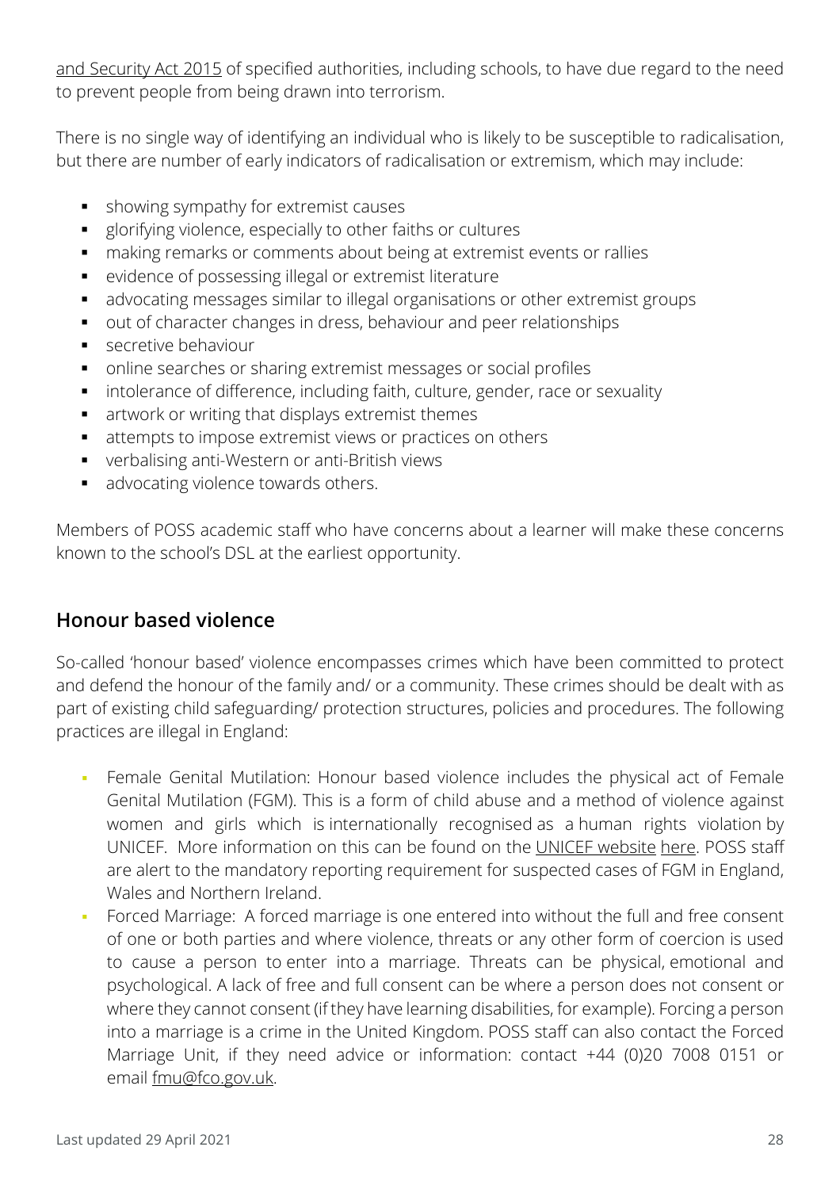[and Security Act 2015](#) of specified authorities, including schools, to have due regard to the need to prevent people from being drawn into terrorism.

There is no single way of identifying an individual who is likely to be susceptible to radicalisation, but there are number of early indicators of radicalisation or extremism, which may include:

- showing sympathy for extremist causes
- glorifying violence, especially to other faiths or cultures
- making remarks or comments about being at extremist events or rallies
- evidence of possessing illegal or extremist literature
- advocating messages similar to illegal organisations or other extremist groups
- out of character changes in dress, behaviour and peer relationships
- secretive behaviour
- online searches or sharing extremist messages or social profiles
- intolerance of difference, including faith, culture, gender, race or sexuality
- artwork or writing that displays extremist themes
- attempts to impose extremist views or practices on others
- verbalising anti-Western or anti-British views
- advocating violence towards others.

Members of POSS academic staff who have concerns about a learner will make these concerns known to the school's DSL at the earliest opportunity.

## Honour based violence

So-called 'honour based' violence encompasses crimes which have been committed to protect and defend the honour of the family and/ or a community. These crimes should be dealt with as part of existing child safeguarding/ protection structures, policies and procedures. The following practices are illegal in England:

- Female Genital Mutilation: Honour based violence includes the physical act of Female Genital Mutilation (FGM). This is a form of child abuse and a method of violence against women and girls which is internationally recognised as a human rights violation by UNICEF. More information on this can be found on the UNICEF website here. POSS staff are alert to the mandatory reporting requirement for suspected cases of FGM in England, Wales and Northern Ireland.
- Forced Marriage: A forced marriage is one entered into without the full and free consent of one or both parties and where violence, threats or any other form of coercion is used to cause a person to enter into a marriage. Threats can be physical, emotional and psychological. A lack of free and full consent can be where a person does not consent or where they cannot consent (if they have learning disabilities, for example). Forcing a person into a marriage is a crime in the United Kingdom. POSS staff can also contact the Forced Marriage Unit, if they need advice or information: contact +44 (0)20 7008 0151 or email fmu@fco.gov.uk.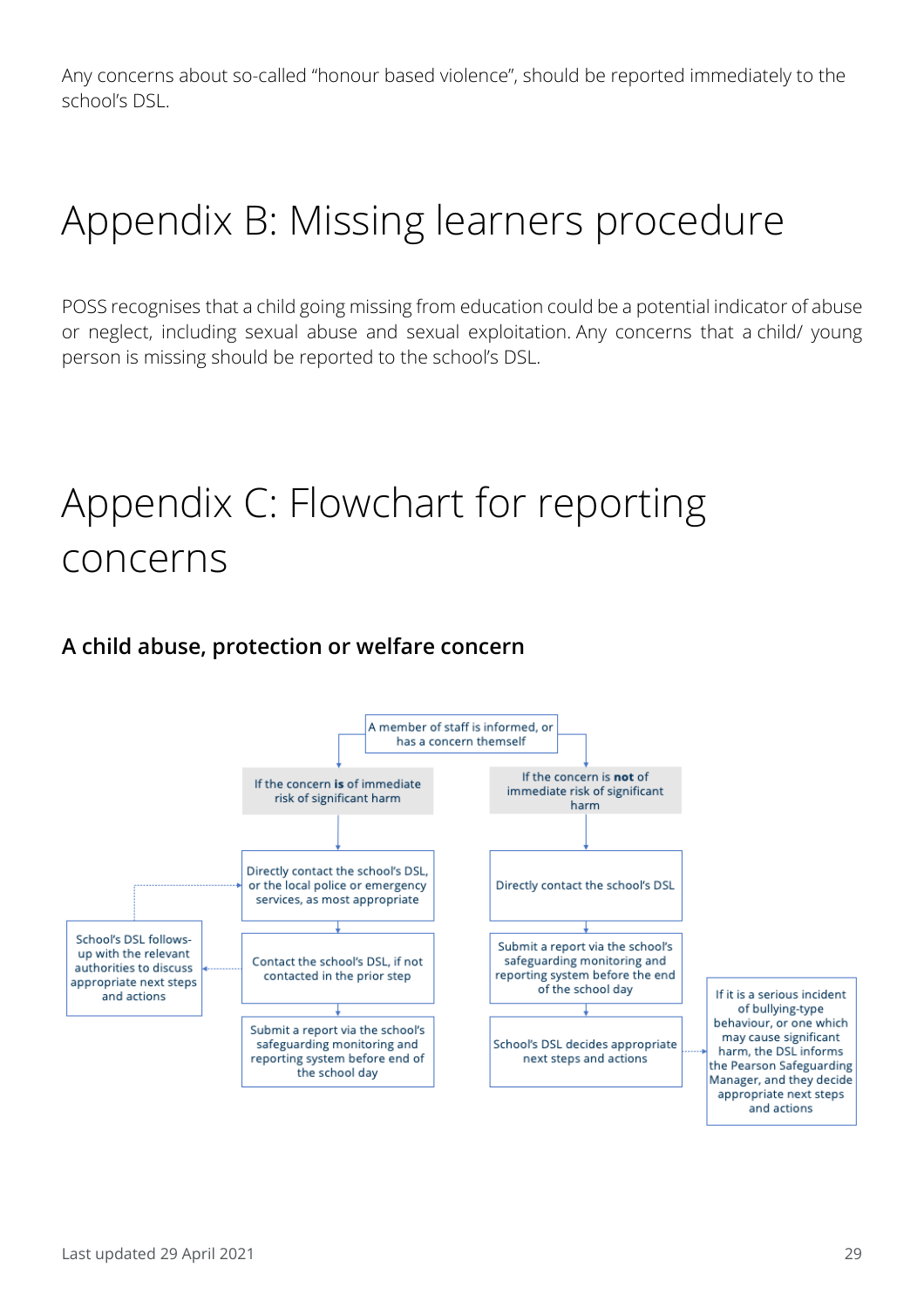Any concerns about so-called "honour based violence", should be reported immediately to the school's DSL.

# Appendix B: Missing learners procedure

POSS recognises that a child going missing from education could be a potential indicator of abuse or neglect, including sexual abuse and sexual exploitation. Any concerns that a child/ young person is missing should be reported to the school's DSL.

# Appendix C: Flowchart for reporting concerns

### A child abuse, protection or welfare concern

A member of staff is informed, or has a concern themself

If the concern **is** of immediate risk of significant harm

Directly contact the school's DSL, or the local police or emergency services, as most appropriate

Contact the school's DSL, if not contacted in the prior step

Submit a report via the school's safeguarding monitoring and reporting system before end of the school day

School's DSL follows-up with the relevant authorities to discuss appropriate next steps and actions

If the concern is **not** of immediate risk of significant harm

Directly contact the school's DSL

Submit a report via the school's safeguarding monitoring and reporting system before the end of the school day

School's DSL decides appropriate next steps and actions

If it is a serious incident of bullying-type behaviour, or one which may cause significant harm, the DSL informs the Pearson Safeguarding Manager, and they decide appropriate next steps and actions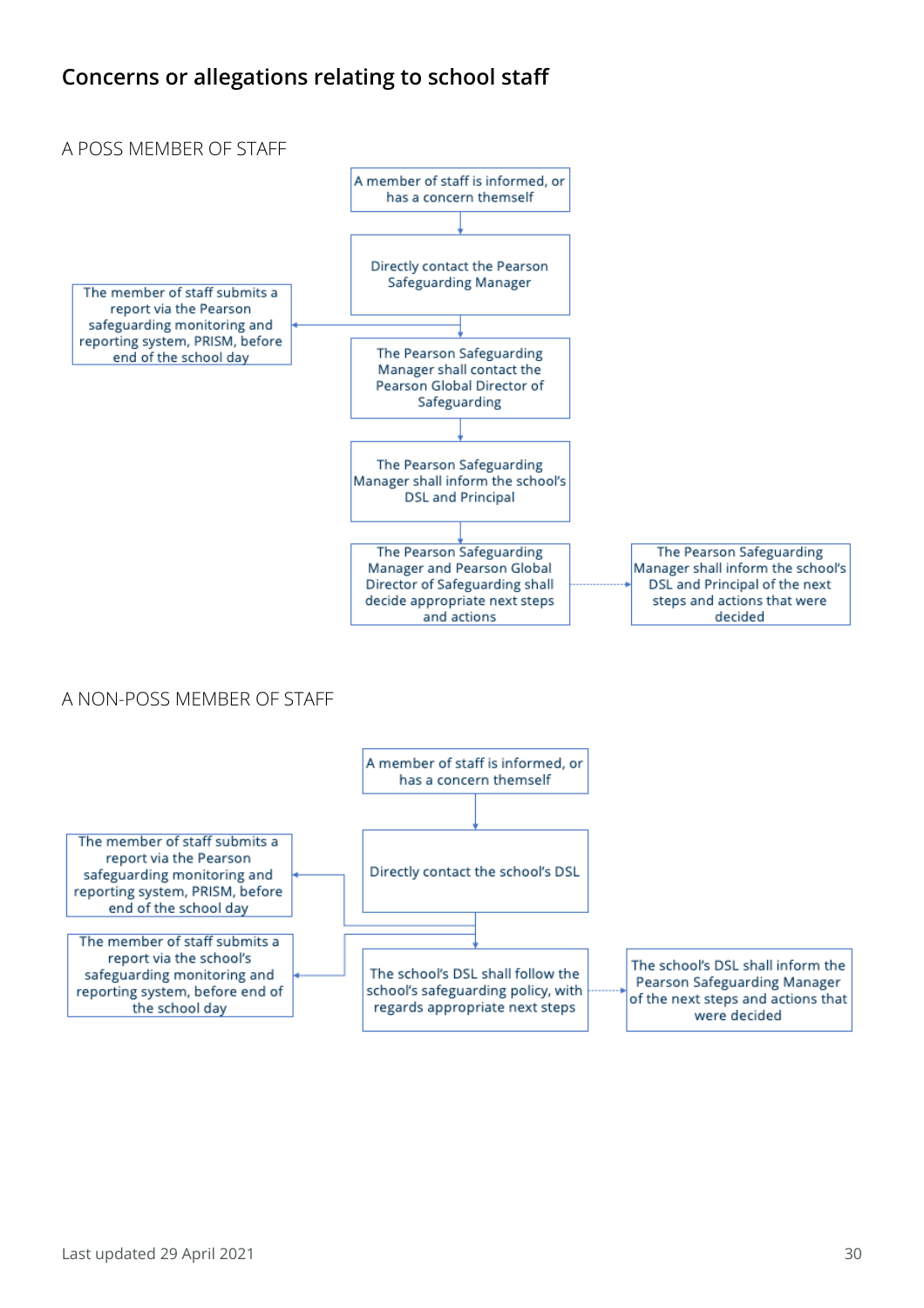## Concerns or allegations relating to school staff

A POSS MEMBER OF STAFF

- A member of staff is informed, or has a concern themself
- Directly contact the Pearson Safeguarding Manager
- The member of staff submits a report via the Pearson safeguarding monitoring and reporting system, PRISM, before end of the school day
- The Pearson Safeguarding Manager shall contact the Pearson Global Director of Safeguarding
- The Pearson Safeguarding Manager shall inform the school's DSL and Principal
- The Pearson Safeguarding Manager and Pearson Global Director of Safeguarding shall decide appropriate next steps and actions
- The Pearson Safeguarding Manager shall inform the school's DSL and Principal of the next steps and actions that were decided

A NON-POSS MEMBER OF STAFF

- A member of staff is informed, or has a concern themself
- Directly contact the school's DSL
- The member of staff submits a report via the Pearson safeguarding monitoring and reporting system, PRISM, before end of the school day
- The member of staff submits a report via the school's safeguarding monitoring and reporting system, before end of the school day
- The school's DSL shall follow the school's safeguarding policy, with regards appropriate next steps
- The school's DSL shall inform the Pearson Safeguarding Manager of the next steps and actions that were decided

Last updated 29 April 2021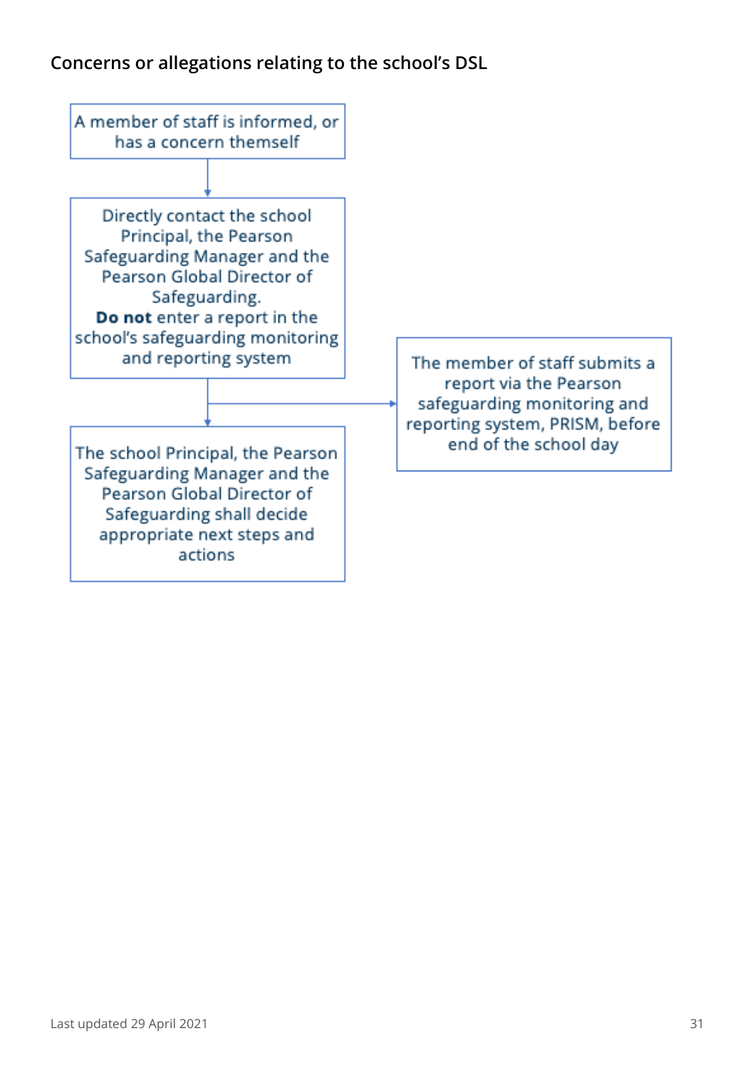### Concerns or allegations relating to the school's DSL

A member of staff is informed, or has a concern themself

↓

Directly contact the school Principal, the Pearson Safeguarding Manager and the Pearson Global Director of Safeguarding.
**Do not** enter a report in the school's safeguarding monitoring and reporting system

↓

The school Principal, the Pearson Safeguarding Manager and the Pearson Global Director of Safeguarding shall decide appropriate next steps and actions

→ The member of staff submits a report via the Pearson safeguarding monitoring and reporting system, PRISM, before end of the school day

Last updated 29 April 2021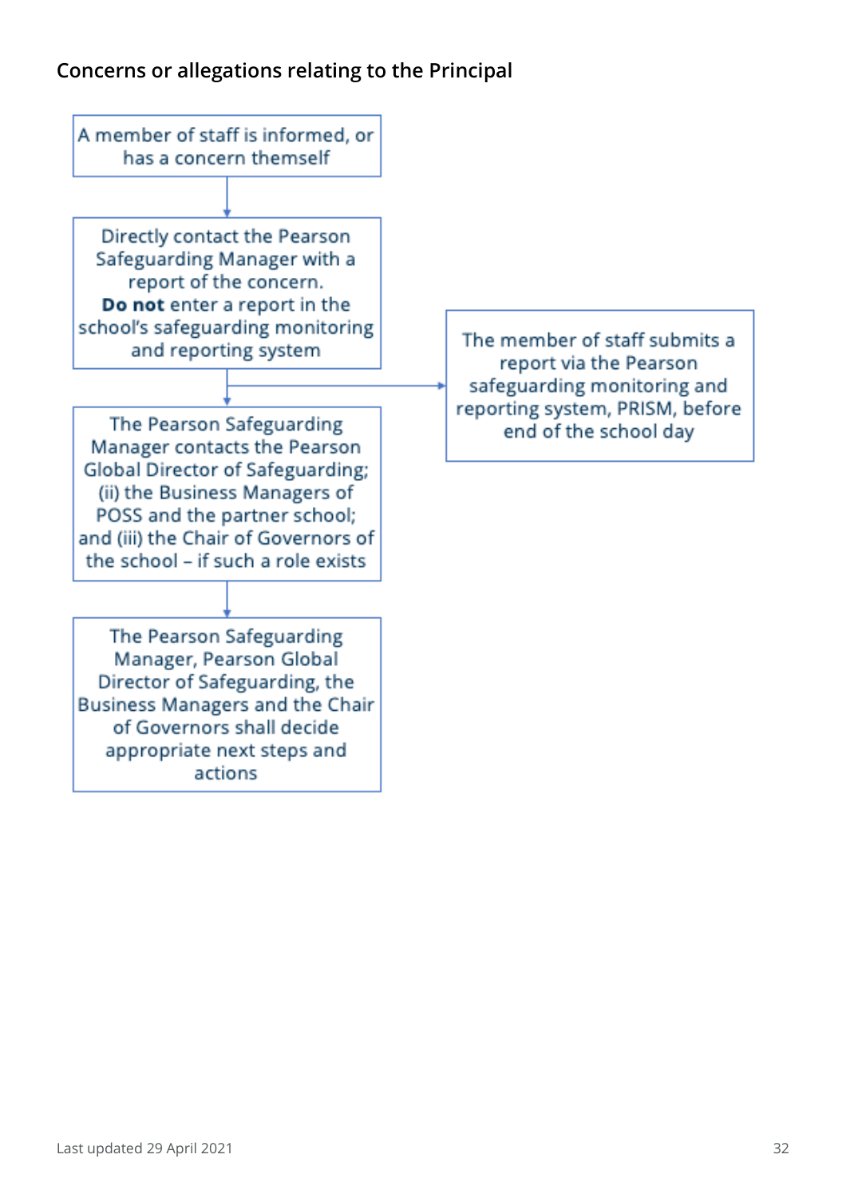### Concerns or allegations relating to the Principal

A member of staff is informed, or has a concern themself

↓

Directly contact the Pearson Safeguarding Manager with a report of the concern.
**Do not** enter a report in the school's safeguarding monitoring and reporting system

↓ → The member of staff submits a report via the Pearson safeguarding monitoring and reporting system, PRISM, before end of the school day

The Pearson Safeguarding Manager contacts the Pearson Global Director of Safeguarding; (ii) the Business Managers of POSS and the partner school; and (iii) the Chair of Governors of the school – if such a role exists

↓

The Pearson Safeguarding Manager, Pearson Global Director of Safeguarding, the Business Managers and the Chair of Governors shall decide appropriate next steps and actions

Last updated 29 April 2021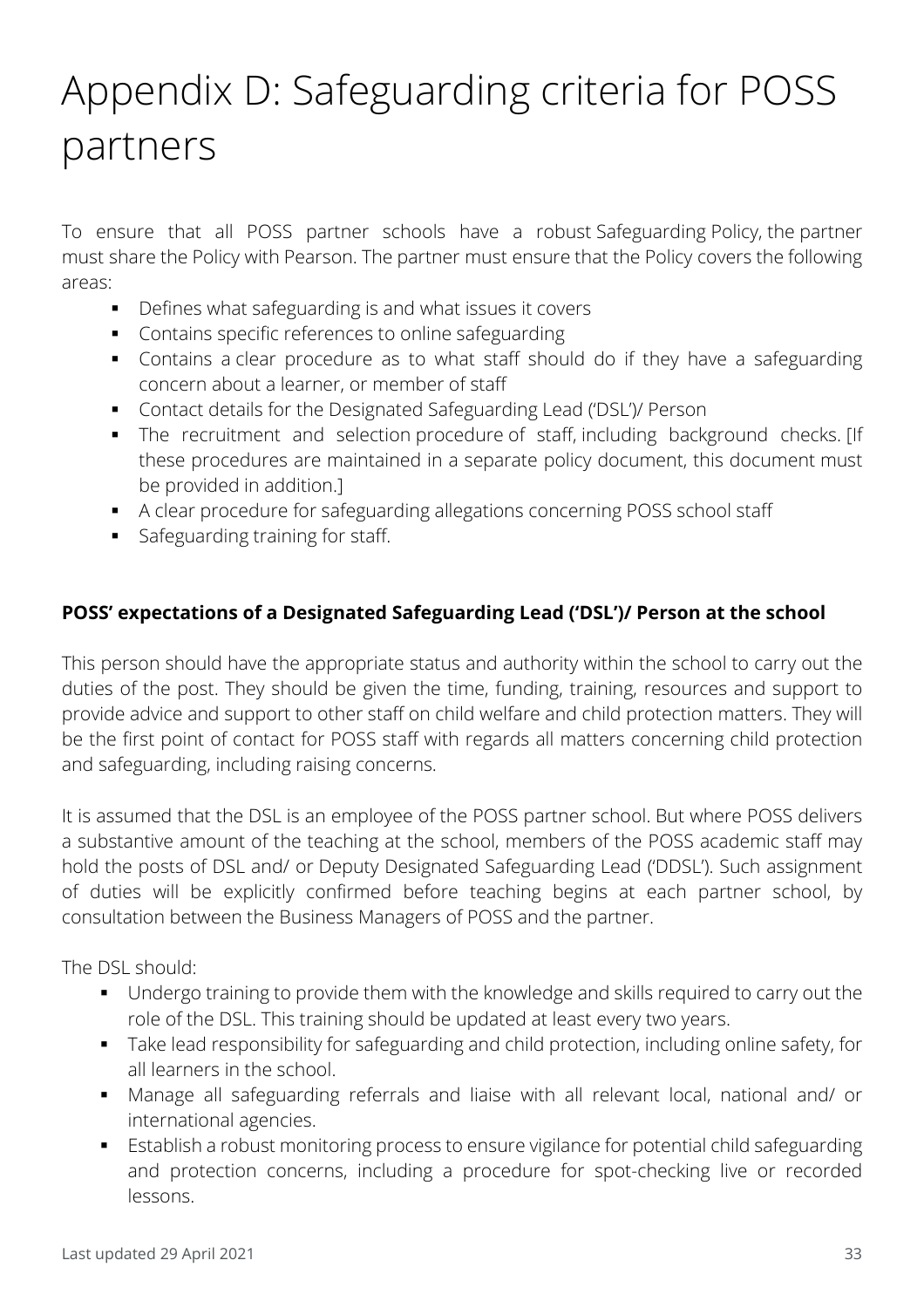# Appendix D: Safeguarding criteria for POSS partners

To ensure that all POSS partner schools have a robust Safeguarding Policy, the partner must share the Policy with Pearson. The partner must ensure that the Policy covers the following areas:

- Defines what safeguarding is and what issues it covers
- Contains specific references to online safeguarding
- Contains a clear procedure as to what staff should do if they have a safeguarding concern about a learner, or member of staff
- Contact details for the Designated Safeguarding Lead ('DSL')/ Person
- The recruitment and selection procedure of staff, including background checks. [If these procedures are maintained in a separate policy document, this document must be provided in addition.]
- A clear procedure for safeguarding allegations concerning POSS school staff
- Safeguarding training for staff.

**POSS' expectations of a Designated Safeguarding Lead ('DSL')/ Person at the school**

This person should have the appropriate status and authority within the school to carry out the duties of the post. They should be given the time, funding, training, resources and support to provide advice and support to other staff on child welfare and child protection matters. They will be the first point of contact for POSS staff with regards all matters concerning child protection and safeguarding, including raising concerns.

It is assumed that the DSL is an employee of the POSS partner school. But where POSS delivers a substantive amount of the teaching at the school, members of the POSS academic staff may hold the posts of DSL and/ or Deputy Designated Safeguarding Lead ('DDSL'). Such assignment of duties will be explicitly confirmed before teaching begins at each partner school, by consultation between the Business Managers of POSS and the partner.

The DSL should:

- Undergo training to provide them with the knowledge and skills required to carry out the role of the DSL. This training should be updated at least every two years.
- Take lead responsibility for safeguarding and child protection, including online safety, for all learners in the school.
- Manage all safeguarding referrals and liaise with all relevant local, national and/ or international agencies.
- Establish a robust monitoring process to ensure vigilance for potential child safeguarding and protection concerns, including a procedure for spot-checking live or recorded lessons.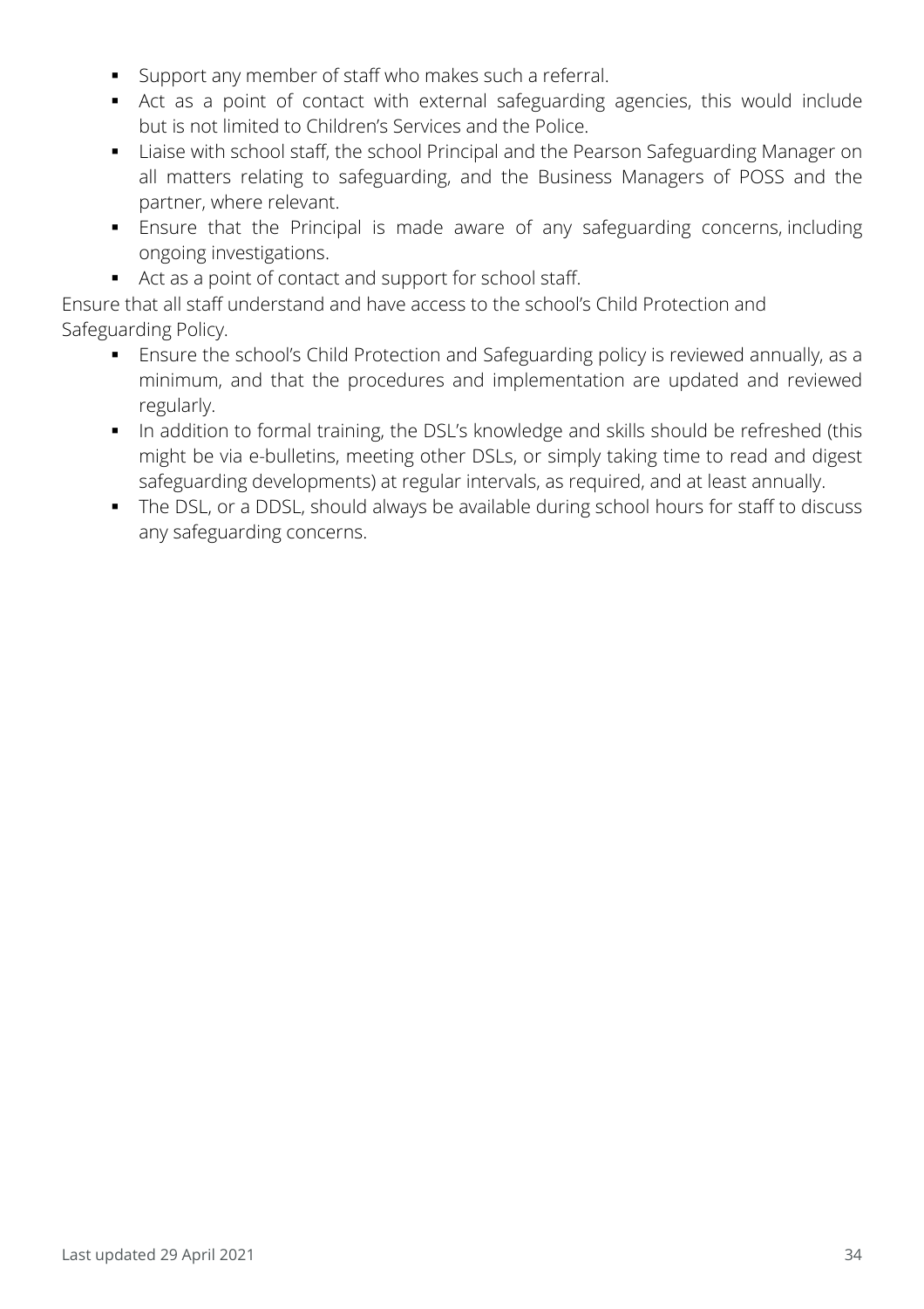- Support any member of staff who makes such a referral.
- Act as a point of contact with external safeguarding agencies, this would include but is not limited to Children's Services and the Police.
- Liaise with school staff, the school Principal and the Pearson Safeguarding Manager on all matters relating to safeguarding, and the Business Managers of POSS and the partner, where relevant.
- Ensure that the Principal is made aware of any safeguarding concerns, including ongoing investigations.
- Act as a point of contact and support for school staff.

Ensure that all staff understand and have access to the school's Child Protection and Safeguarding Policy.

- Ensure the school's Child Protection and Safeguarding policy is reviewed annually, as a minimum, and that the procedures and implementation are updated and reviewed regularly.
- In addition to formal training, the DSL's knowledge and skills should be refreshed (this might be via e-bulletins, meeting other DSLs, or simply taking time to read and digest safeguarding developments) at regular intervals, as required, and at least annually.
- The DSL, or a DDSL, should always be available during school hours for staff to discuss any safeguarding concerns.

Last updated 29 April 2021